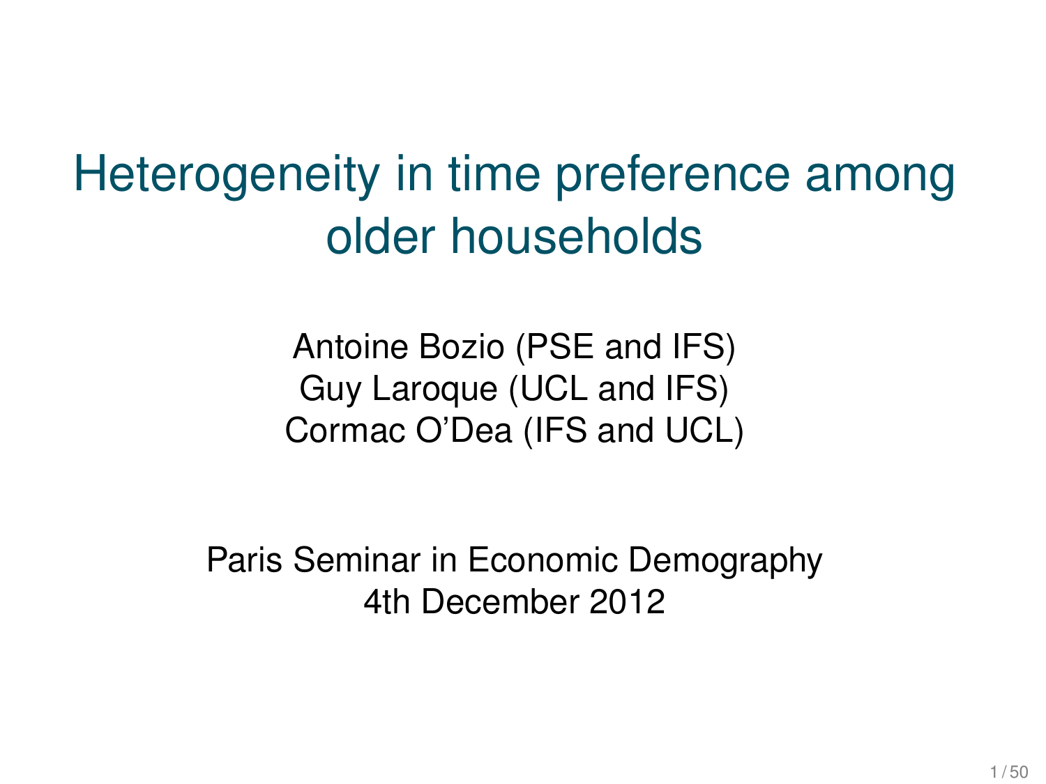# Heterogeneity in time preference among older households

Antoine Bozio (PSE and IFS)
Guy Laroque (UCL and IFS)
Cormac O'Dea (IFS and UCL)

Paris Seminar in Economic Demography
4th December 2012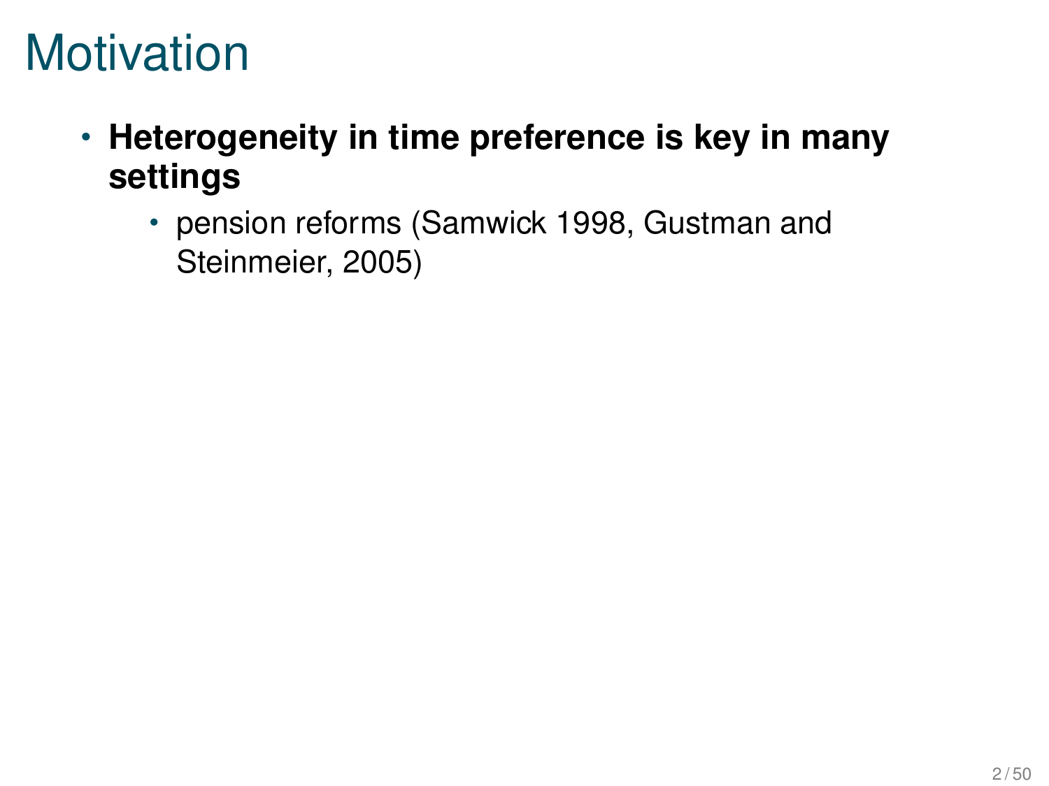# Motivation

- **Heterogeneity in time preference is key in many settings**
  - pension reforms (Samwick 1998, Gustman and Steinmeier, 2005)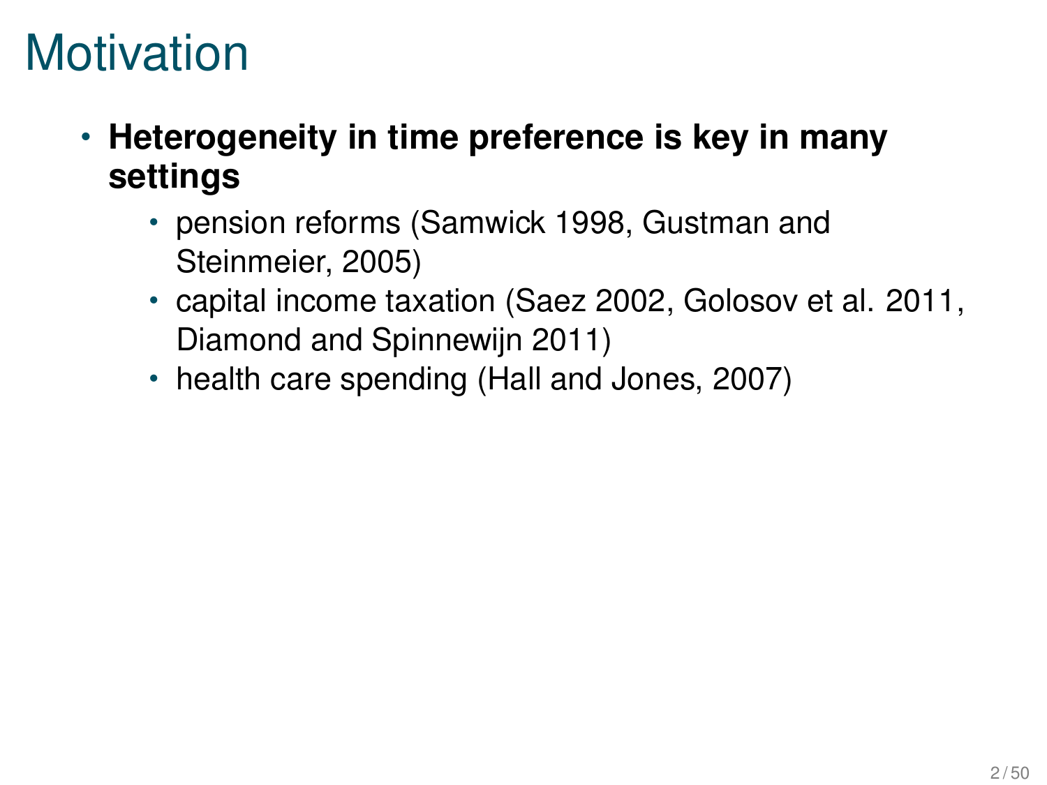# Motivation

- **Heterogeneity in time preference is key in many settings**
  - pension reforms (Samwick 1998, Gustman and Steinmeier, 2005)
  - capital income taxation (Saez 2002, Golosov et al. 2011, Diamond and Spinnewijn 2011)
  - health care spending (Hall and Jones, 2007)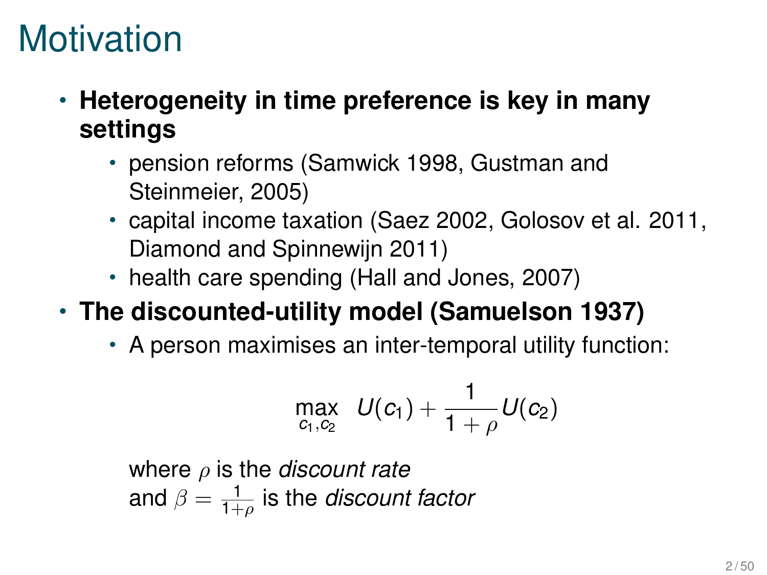# Motivation

- **Heterogeneity in time preference is key in many settings**
  - pension reforms (Samwick 1998, Gustman and Steinmeier, 2005)
  - capital income taxation (Saez 2002, Golosov et al. 2011, Diamond and Spinnewijn 2011)
  - health care spending (Hall and Jones, 2007)
- **The discounted-utility model (Samuelson 1937)**
  - A person maximises an inter-temporal utility function:

$$\max_{c_1, c_2} \quad U(c_1) + \frac{1}{1+\rho} U(c_2)$$

    where $\rho$ is the *discount rate*
    and $\beta = \frac{1}{1+\rho}$ is the *discount factor*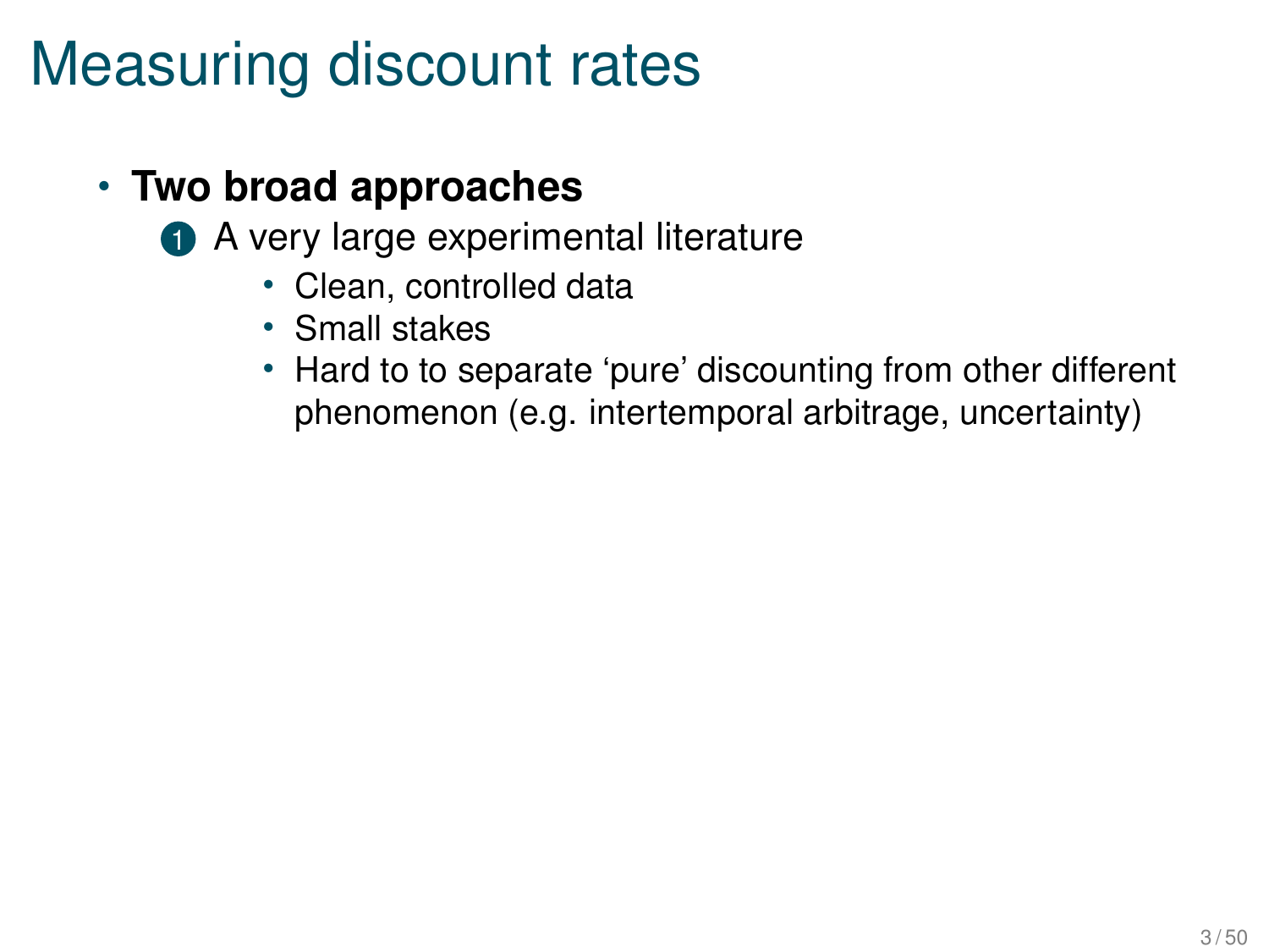# Measuring discount rates

- **Two broad approaches**
  1. A very large experimental literature
     - Clean, controlled data
     - Small stakes
     - Hard to to separate 'pure' discounting from other different phenomenon (e.g. intertemporal arbitrage, uncertainty)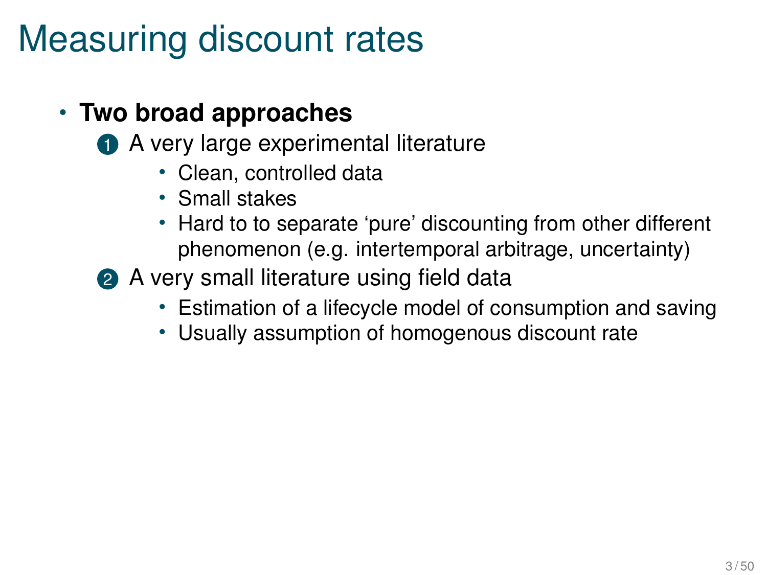# Measuring discount rates

- **Two broad approaches**
  1. A very large experimental literature
     - Clean, controlled data
     - Small stakes
     - Hard to to separate 'pure' discounting from other different phenomenon (e.g. intertemporal arbitrage, uncertainty)
  2. A very small literature using field data
     - Estimation of a lifecycle model of consumption and saving
     - Usually assumption of homogenous discount rate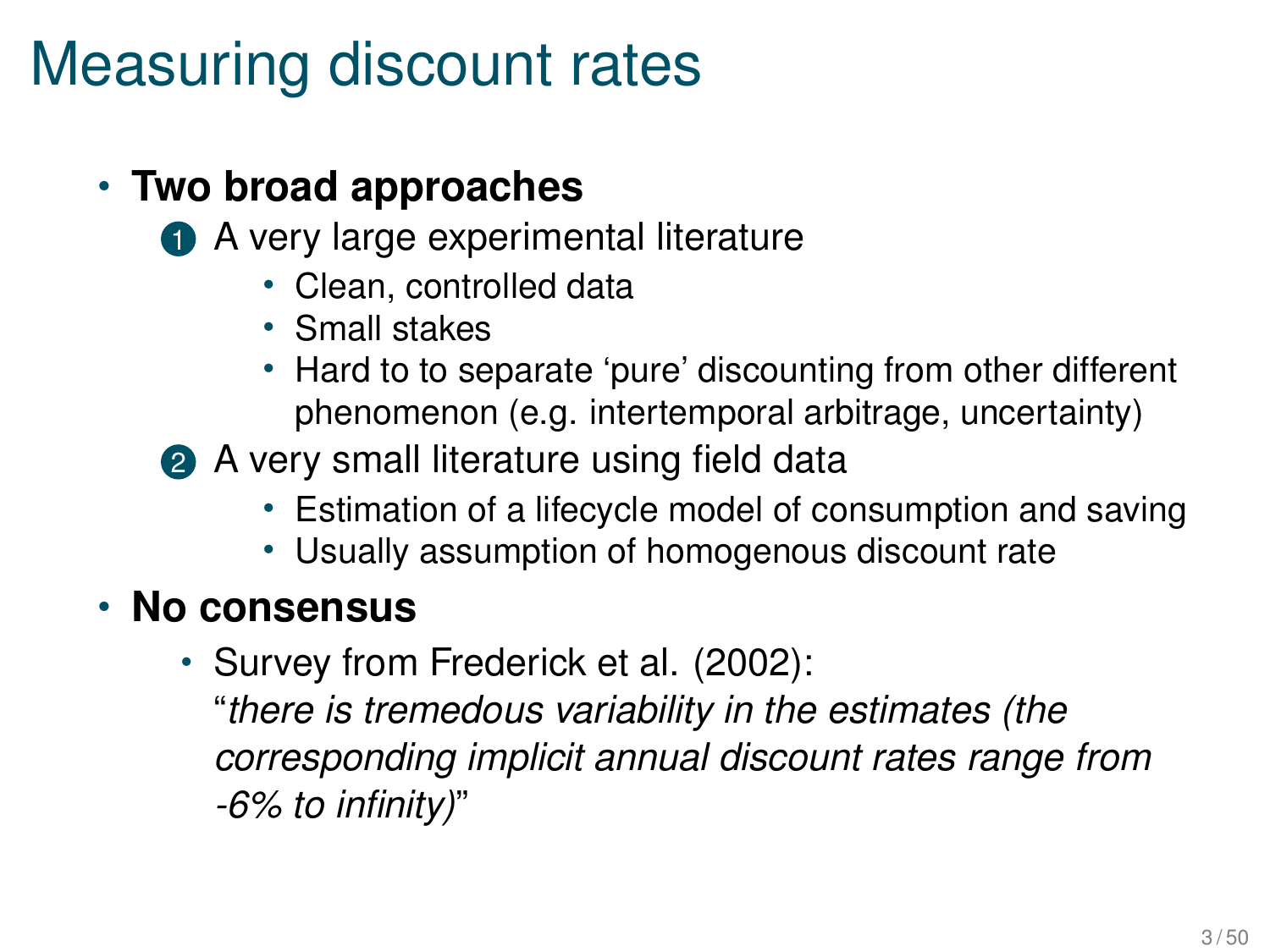# Measuring discount rates

- **Two broad approaches**
  1. A very large experimental literature
     - Clean, controlled data
     - Small stakes
     - Hard to to separate 'pure' discounting from other different phenomenon (e.g. intertemporal arbitrage, uncertainty)
  2. A very small literature using field data
     - Estimation of a lifecycle model of consumption and saving
     - Usually assumption of homogenous discount rate
- **No consensus**
  - Survey from Frederick et al. (2002):
    "*there is tremedous variability in the estimates (the corresponding implicit annual discount rates range from -6% to infinity)*"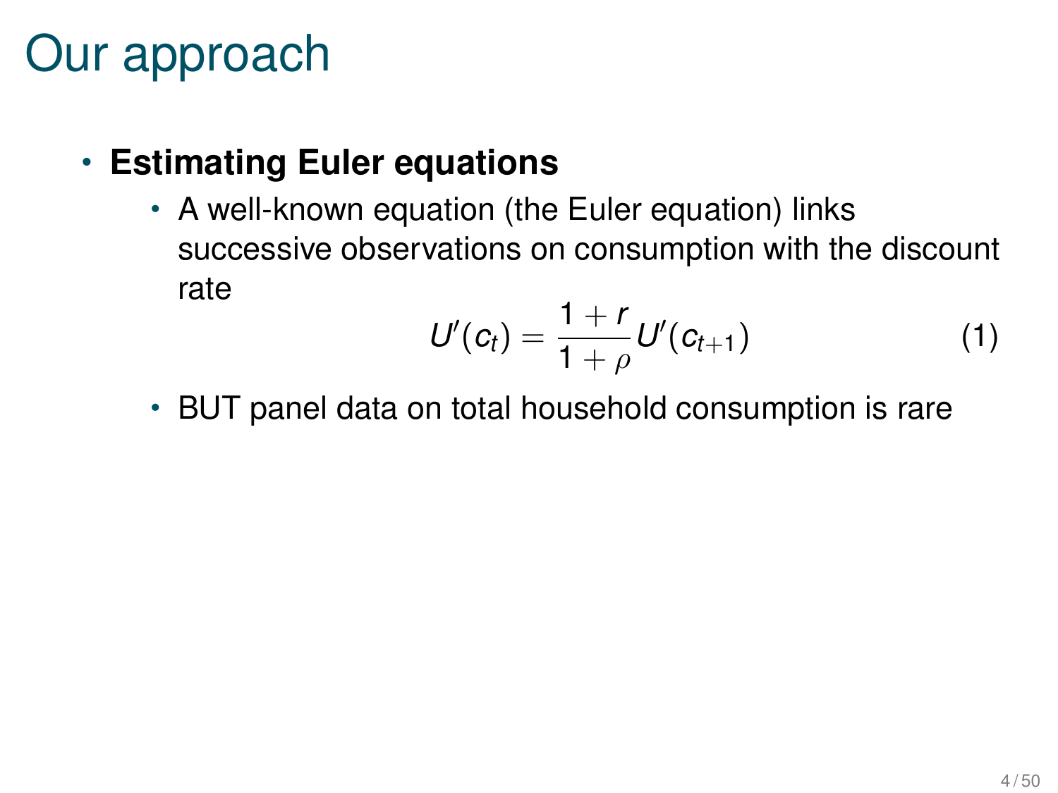# Our approach

- **Estimating Euler equations**
  - A well-known equation (the Euler equation) links successive observations on consumption with the discount rate

$$U'(c_t) = \frac{1+r}{1+\rho} U'(c_{t+1}) \tag{1}$$

  - BUT panel data on total household consumption is rare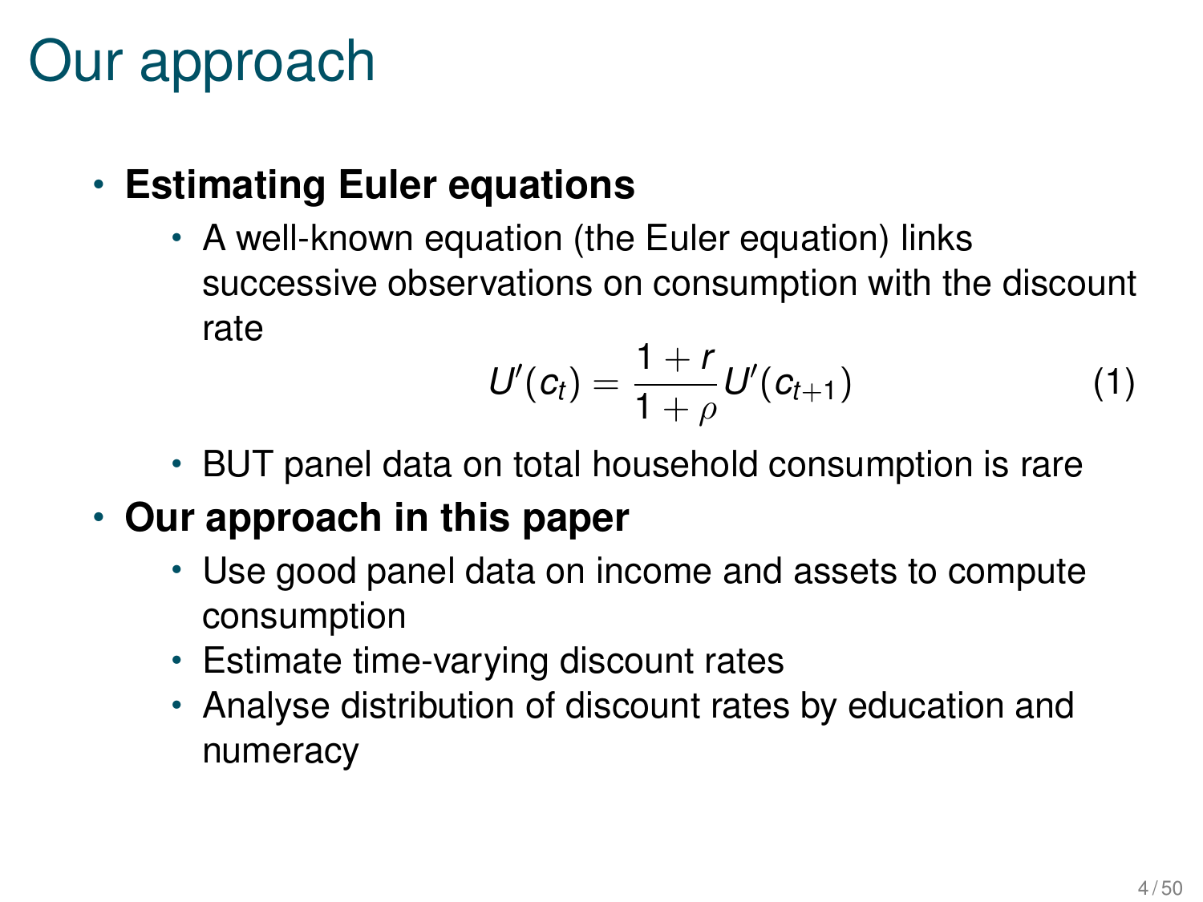# Our approach

- **Estimating Euler equations**
  - A well-known equation (the Euler equation) links successive observations on consumption with the discount rate

$$U'(c_t) = \frac{1+r}{1+\rho} U'(c_{t+1}) \tag{1}$$

  - BUT panel data on total household consumption is rare
- **Our approach in this paper**
  - Use good panel data on income and assets to compute consumption
  - Estimate time-varying discount rates
  - Analyse distribution of discount rates by education and numeracy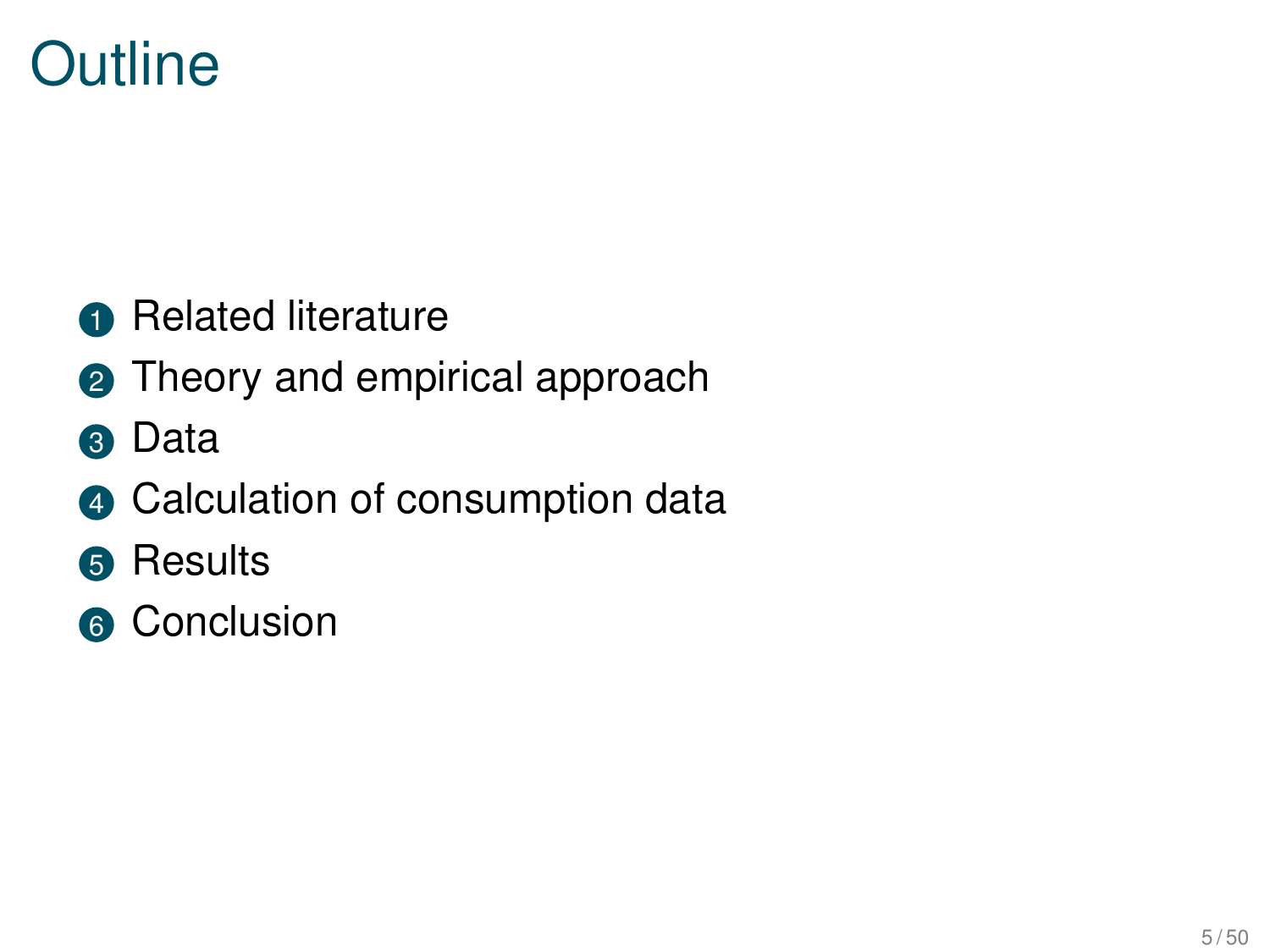# Outline

1. Related literature
2. Theory and empirical approach
3. Data
4. Calculation of consumption data
5. Results
6. Conclusion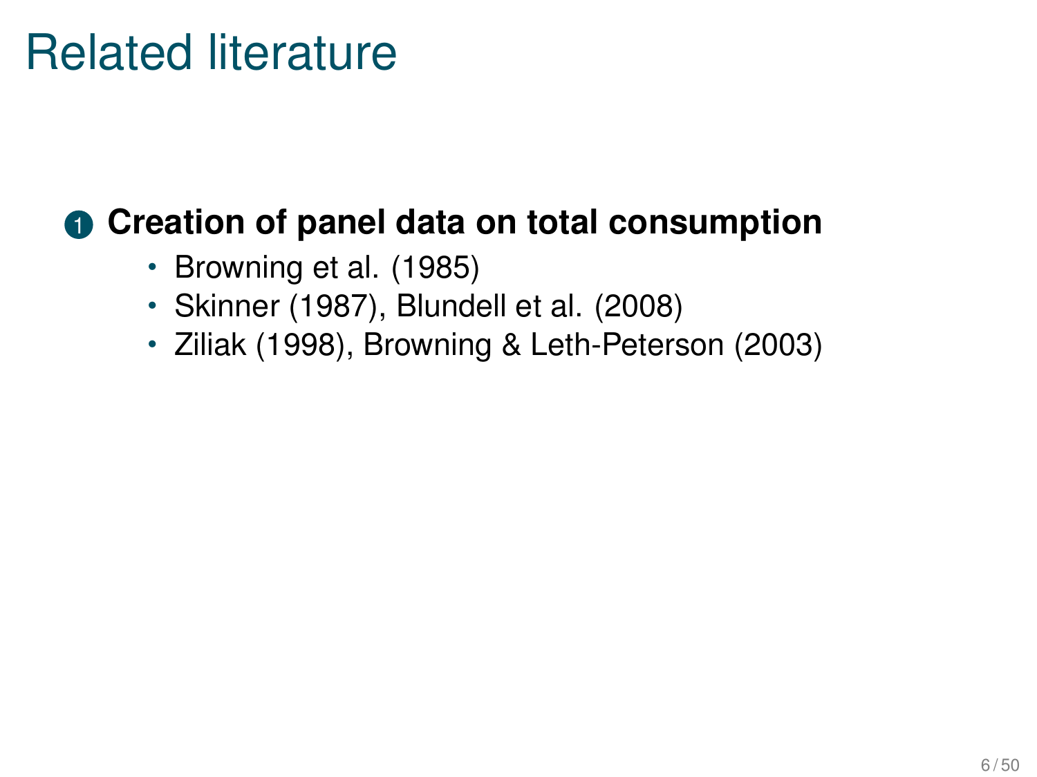# Related literature

1. **Creation of panel data on total consumption**
   - Browning et al. (1985)
   - Skinner (1987), Blundell et al. (2008)
   - Ziliak (1998), Browning & Leth-Peterson (2003)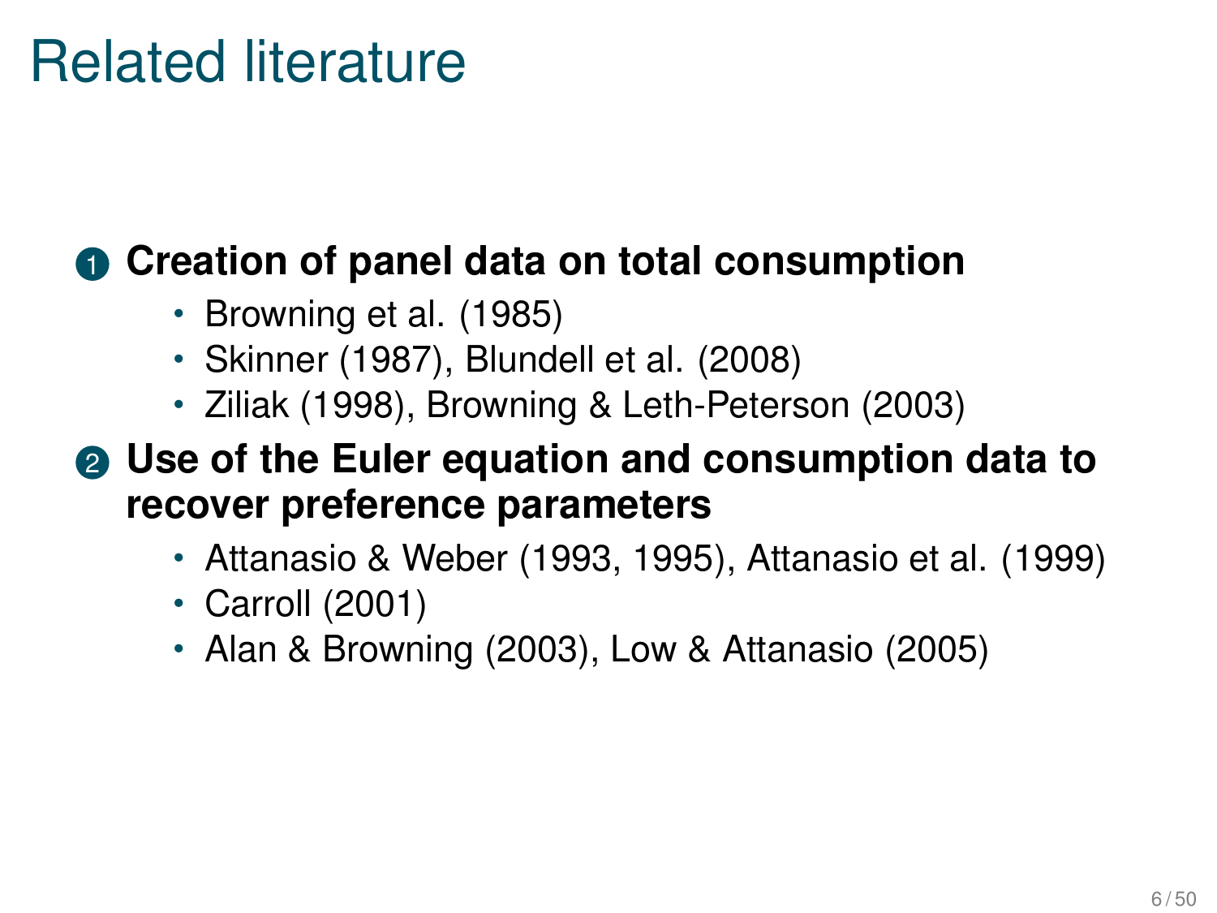# Related literature

1. **Creation of panel data on total consumption**
   - Browning et al. (1985)
   - Skinner (1987), Blundell et al. (2008)
   - Ziliak (1998), Browning & Leth-Peterson (2003)
2. **Use of the Euler equation and consumption data to recover preference parameters**
   - Attanasio & Weber (1993, 1995), Attanasio et al. (1999)
   - Carroll (2001)
   - Alan & Browning (2003), Low & Attanasio (2005)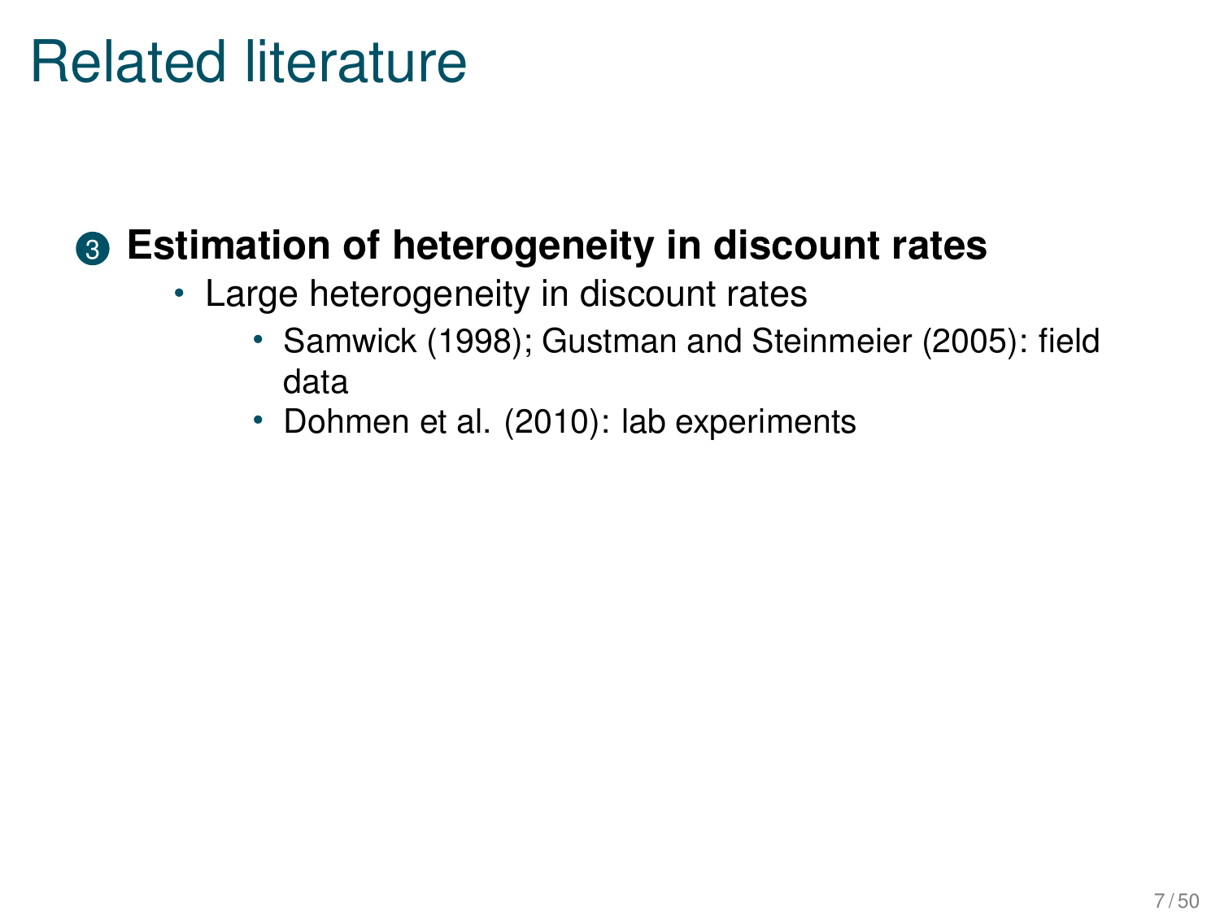# Related literature

3. **Estimation of heterogeneity in discount rates**
   - Large heterogeneity in discount rates
     - Samwick (1998); Gustman and Steinmeier (2005): field data
     - Dohmen et al. (2010): lab experiments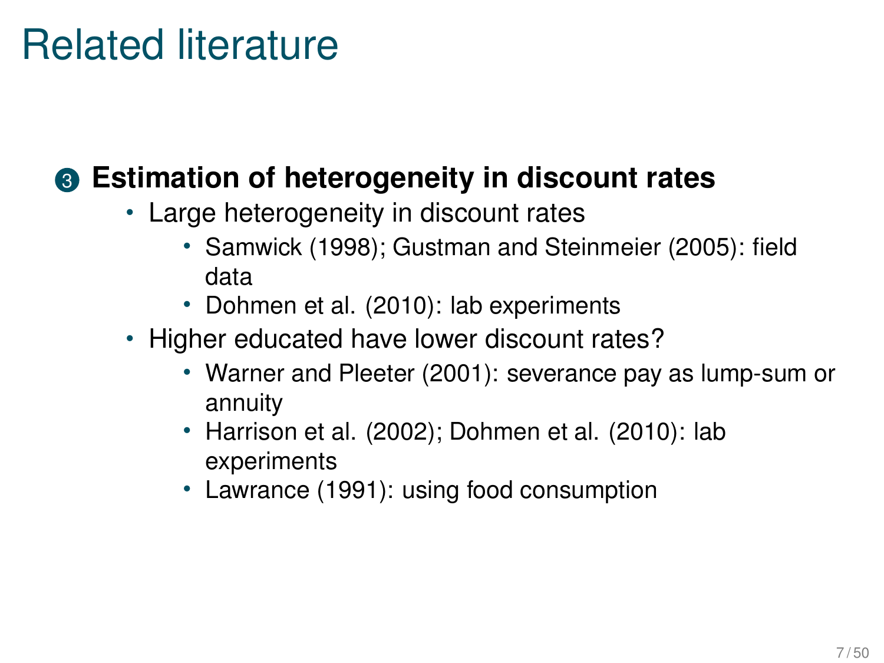# Related literature

3. **Estimation of heterogeneity in discount rates**
   - Large heterogeneity in discount rates
     - Samwick (1998); Gustman and Steinmeier (2005): field data
     - Dohmen et al. (2010): lab experiments
   - Higher educated have lower discount rates?
     - Warner and Pleeter (2001): severance pay as lump-sum or annuity
     - Harrison et al. (2002); Dohmen et al. (2010): lab experiments
     - Lawrance (1991): using food consumption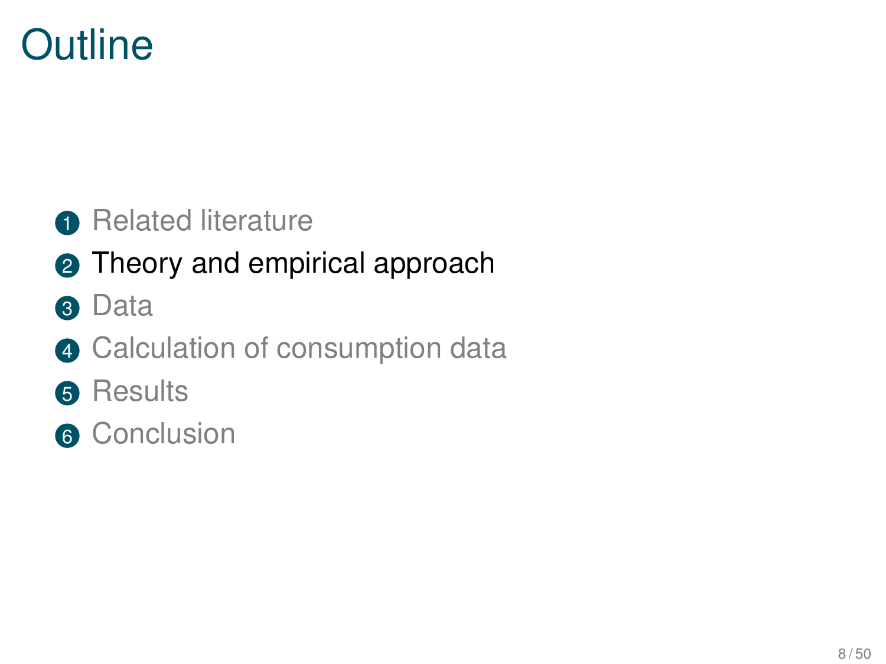# Outline

1. Related literature
2. Theory and empirical approach
3. Data
4. Calculation of consumption data
5. Results
6. Conclusion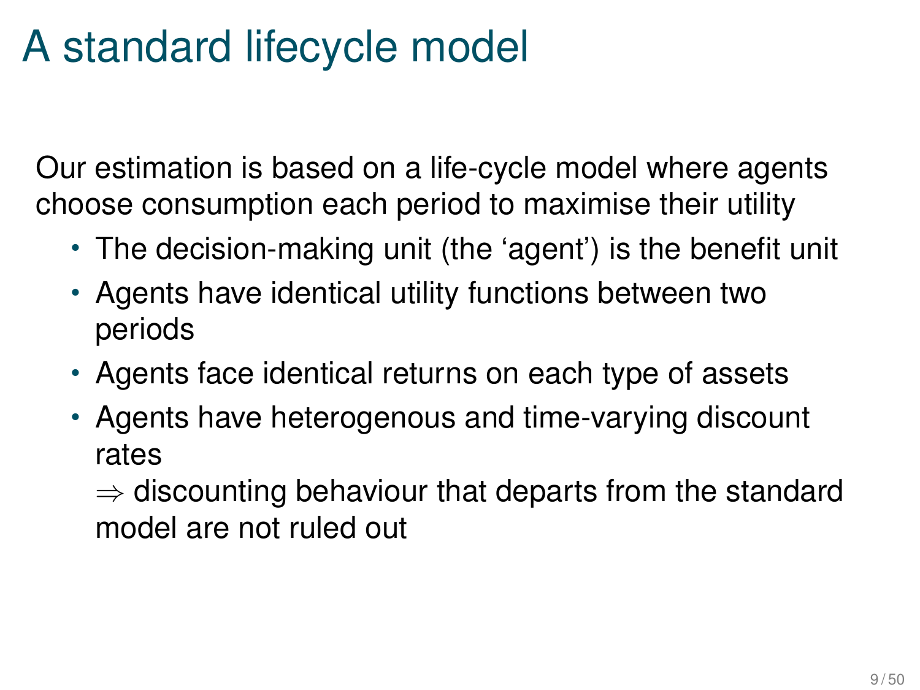# A standard lifecycle model

Our estimation is based on a life-cycle model where agents choose consumption each period to maximise their utility

- The decision-making unit (the 'agent') is the benefit unit
- Agents have identical utility functions between two periods
- Agents face identical returns on each type of assets
- Agents have heterogenous and time-varying discount rates
  $\Rightarrow$ discounting behaviour that departs from the standard model are not ruled out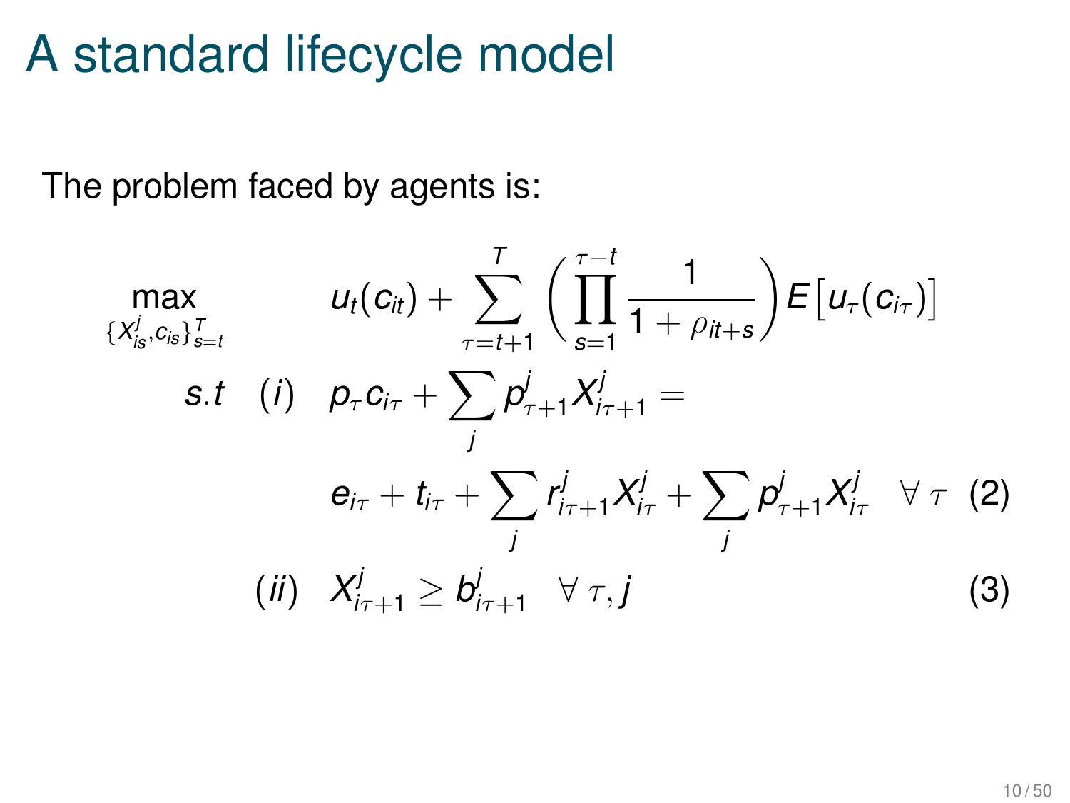# A standard lifecycle model

The problem faced by agents is:

$$
\max_{\{X^j_{is}, c_{is}\}_{s=t}^{T}} \quad u_t(c_{it}) + \sum_{\tau=t+1}^{T} \left( \prod_{s=1}^{\tau-t} \frac{1}{1+\rho_{it+s}} \right) E\big[u_\tau(c_{i\tau})\big]
$$

$$
s.t \quad (i) \quad p_\tau c_{i\tau} + \sum_j p^j_{\tau+1} X^j_{i\tau+1} =
$$

$$
e_{i\tau} + t_{i\tau} + \sum_j r^j_{i\tau+1} X^j_{i\tau} + \sum_j p^j_{\tau+1} X^j_{i\tau} \quad \forall\ \tau \tag{2}
$$

$$
(ii) \quad X^j_{i\tau+1} \geq b^j_{i\tau+1} \quad \forall\ \tau, j \tag{3}
$$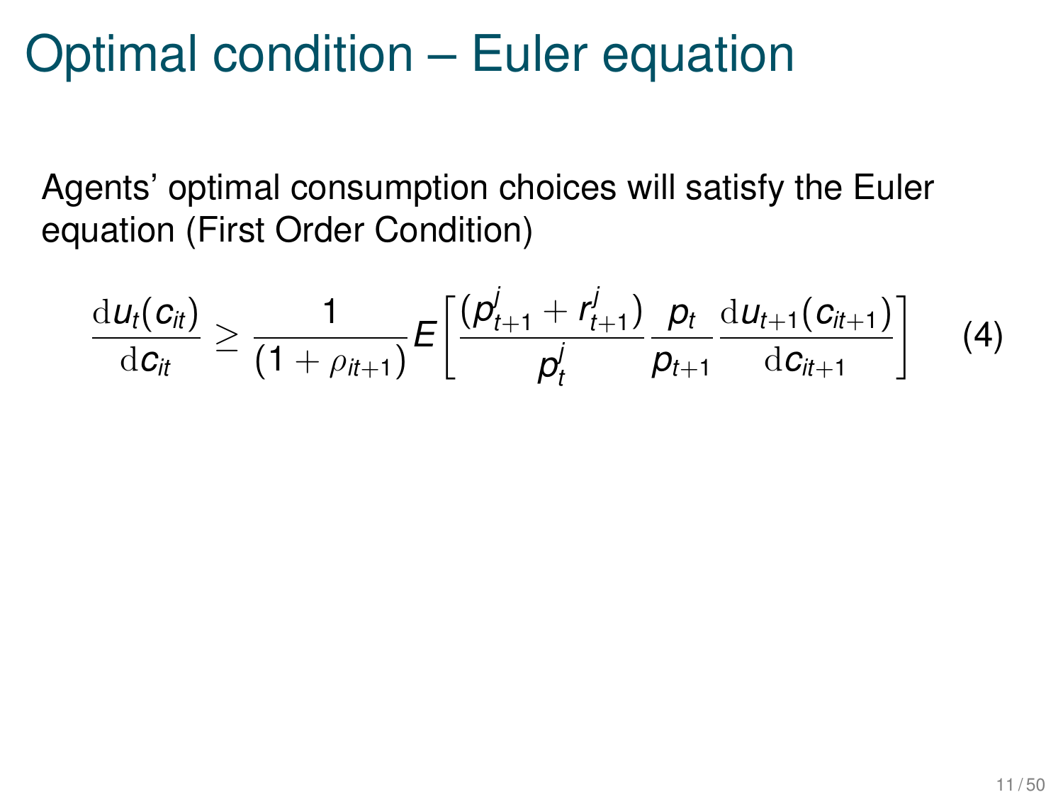# Optimal condition – Euler equation

Agents' optimal consumption choices will satisfy the Euler equation (First Order Condition)

$$\frac{\mathrm{d}u_t(c_{it})}{\mathrm{d}c_{it}} \geq \frac{1}{(1+\rho_{it+1})} E\left[\frac{(p^j_{t+1}+r^j_{t+1})}{p^j_t}\frac{p_t}{p_{t+1}}\frac{\mathrm{d}u_{t+1}(c_{it+1})}{\mathrm{d}c_{it+1}}\right] \tag{4}$$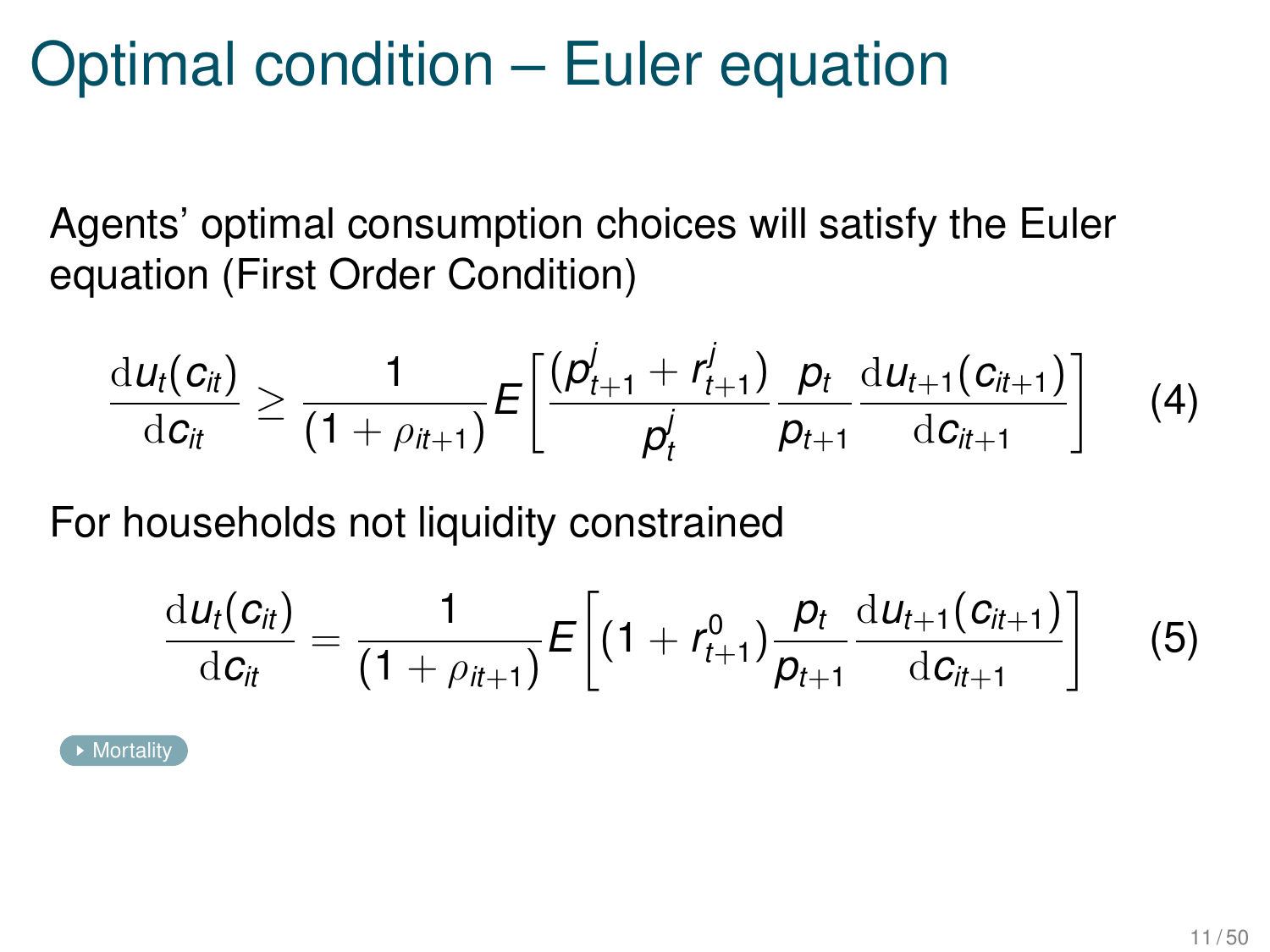# Optimal condition – Euler equation

Agents' optimal consumption choices will satisfy the Euler equation (First Order Condition)

$$\frac{\mathrm{d}u_t(c_{it})}{\mathrm{d}c_{it}} \geq \frac{1}{(1+\rho_{it+1})} E\left[\frac{(p^j_{t+1} + r^j_{t+1})}{p^j_t} \frac{p_t}{p_{t+1}} \frac{\mathrm{d}u_{t+1}(c_{it+1})}{\mathrm{d}c_{it+1}}\right] \qquad (4)$$

For households not liquidity constrained

$$\frac{\mathrm{d}u_t(c_{it})}{\mathrm{d}c_{it}} = \frac{1}{(1+\rho_{it+1})} E\left[(1 + r^0_{t+1}) \frac{p_t}{p_{t+1}} \frac{\mathrm{d}u_{t+1}(c_{it+1})}{\mathrm{d}c_{it+1}}\right] \qquad (5)$$

Mortality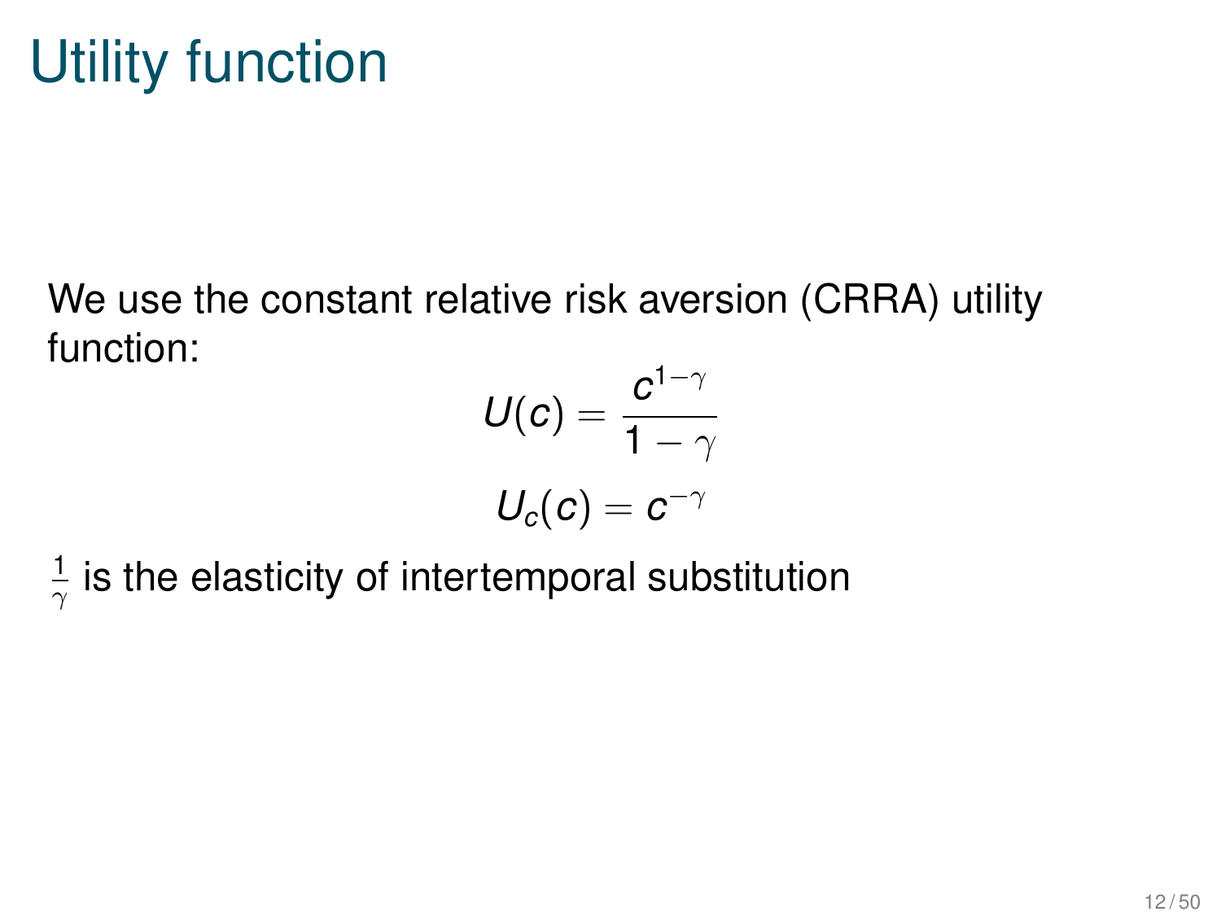# Utility function

We use the constant relative risk aversion (CRRA) utility function:

$$U(c) = \frac{c^{1-\gamma}}{1-\gamma}$$

$$U_c(c) = c^{-\gamma}$$

$\frac{1}{\gamma}$ is the elasticity of intertemporal substitution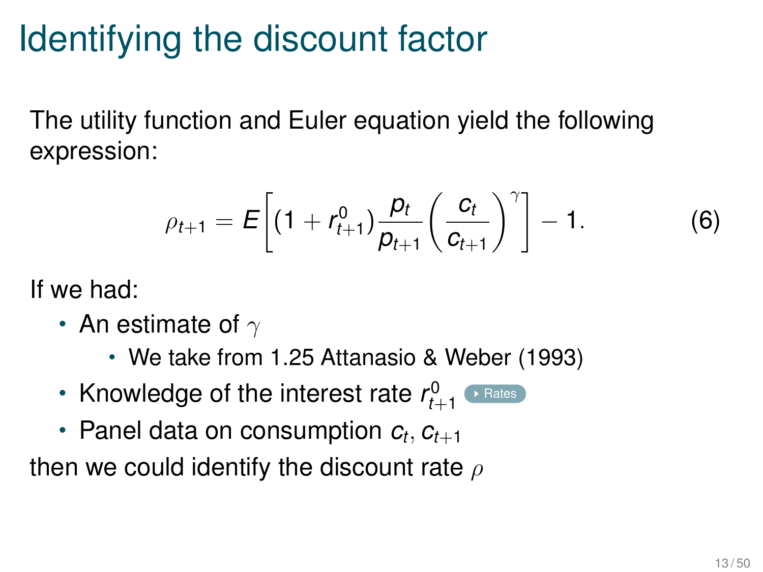# Identifying the discount factor

The utility function and Euler equation yield the following expression:

$$\rho_{t+1} = E\left[(1 + r^0_{t+1})\frac{p_t}{p_{t+1}}\left(\frac{c_t}{c_{t+1}}\right)^{\gamma}\right] - 1. \tag{6}$$

If we had:

- An estimate of $\gamma$
  - We take from 1.25 Attanasio & Weber (1993)
- Knowledge of the interest rate $r^0_{t+1}$ Rates
- Panel data on consumption $c_t, c_{t+1}$

then we could identify the discount rate $\rho$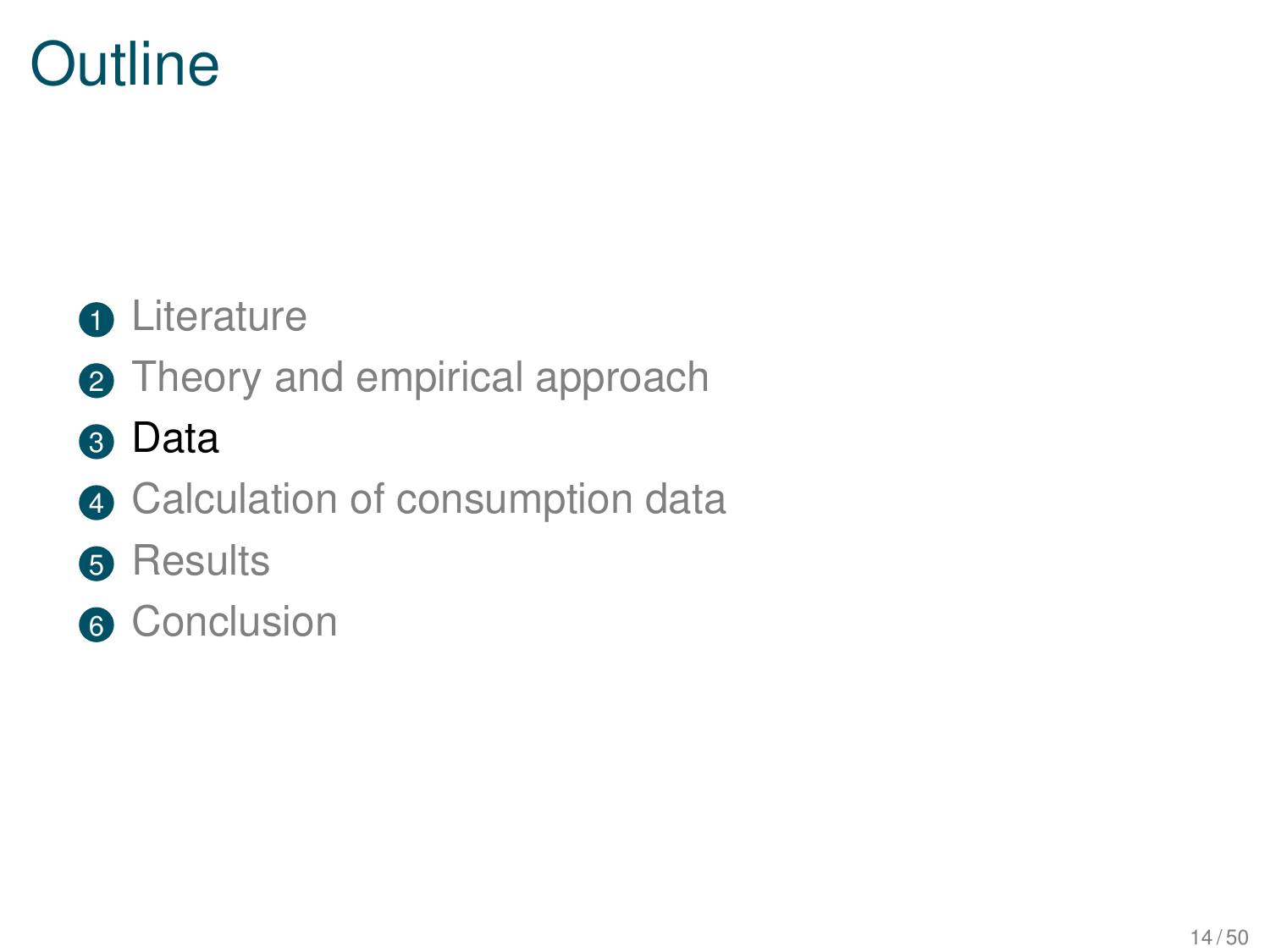# Outline

1. Literature
2. Theory and empirical approach
3. Data
4. Calculation of consumption data
5. Results
6. Conclusion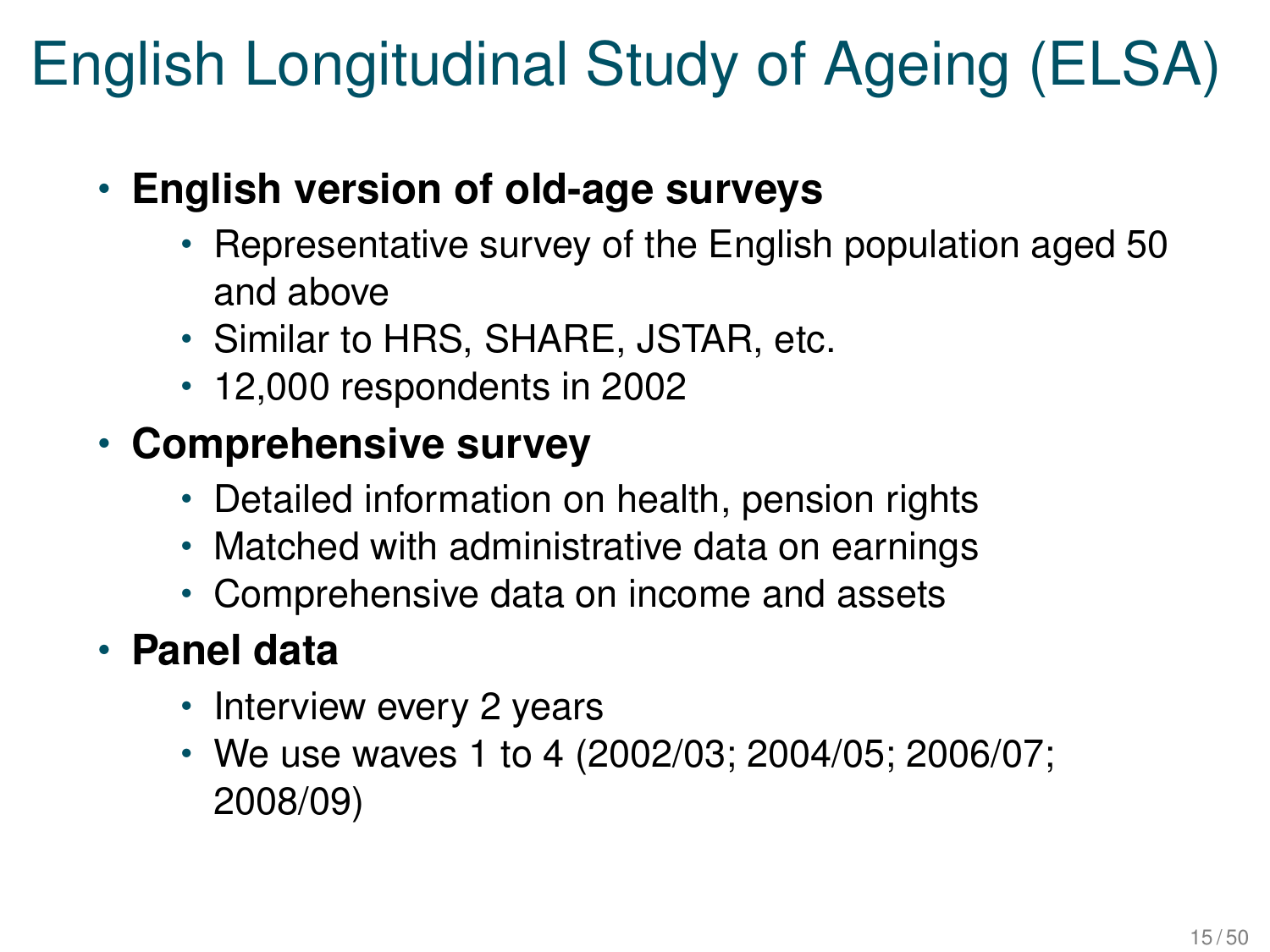# English Longitudinal Study of Ageing (ELSA)

- **English version of old-age surveys**
  - Representative survey of the English population aged 50 and above
  - Similar to HRS, SHARE, JSTAR, etc.
  - 12,000 respondents in 2002
- **Comprehensive survey**
  - Detailed information on health, pension rights
  - Matched with administrative data on earnings
  - Comprehensive data on income and assets
- **Panel data**
  - Interview every 2 years
  - We use waves 1 to 4 (2002/03; 2004/05; 2006/07; 2008/09)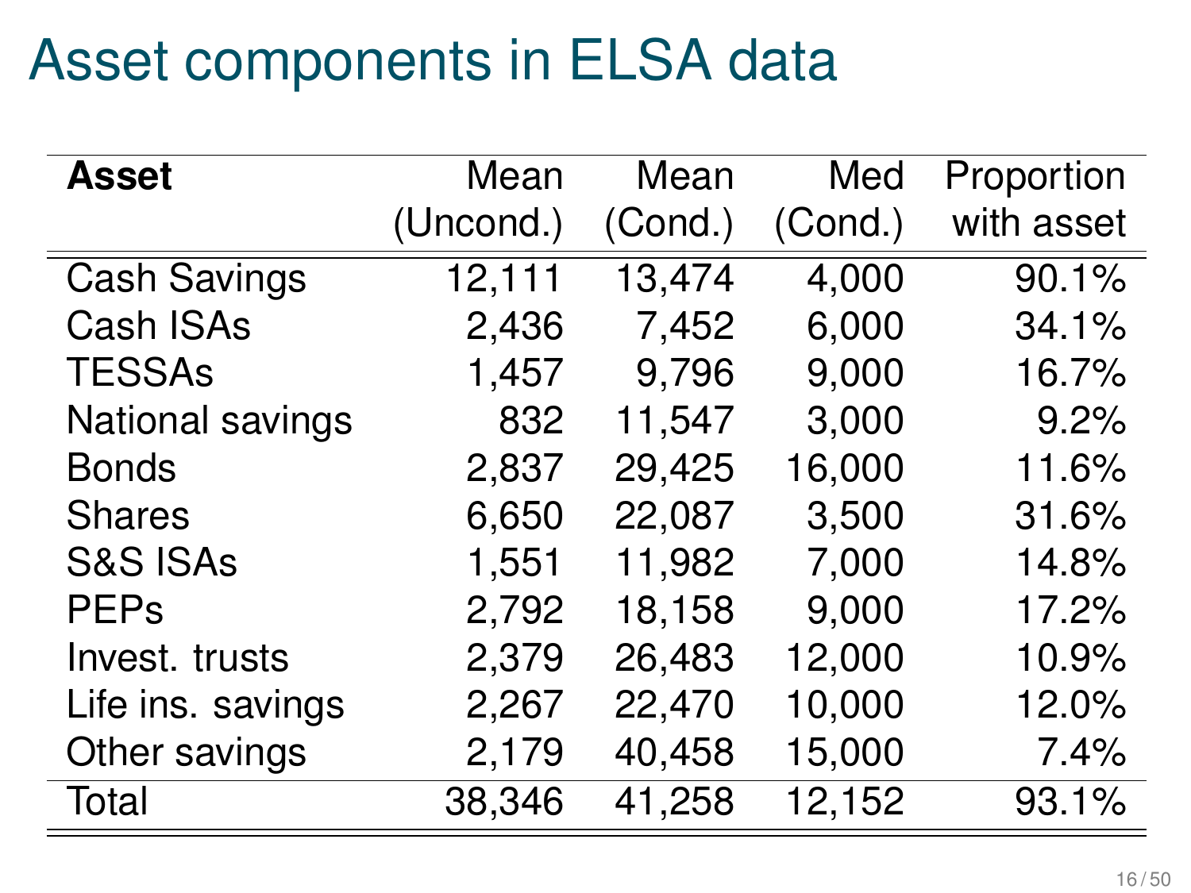# Asset components in ELSA data

| **Asset** | Mean (Uncond.) | Mean (Cond.) | Med (Cond.) | Proportion with asset |
|---|---|---|---|---|
| Cash Savings | 12,111 | 13,474 | 4,000 | 90.1% |
| Cash ISAs | 2,436 | 7,452 | 6,000 | 34.1% |
| TESSAs | 1,457 | 9,796 | 9,000 | 16.7% |
| National savings | 832 | 11,547 | 3,000 | 9.2% |
| Bonds | 2,837 | 29,425 | 16,000 | 11.6% |
| Shares | 6,650 | 22,087 | 3,500 | 31.6% |
| S&S ISAs | 1,551 | 11,982 | 7,000 | 14.8% |
| PEPs | 2,792 | 18,158 | 9,000 | 17.2% |
| Invest. trusts | 2,379 | 26,483 | 12,000 | 10.9% |
| Life ins. savings | 2,267 | 22,470 | 10,000 | 12.0% |
| Other savings | 2,179 | 40,458 | 15,000 | 7.4% |
| Total | 38,346 | 41,258 | 12,152 | 93.1% |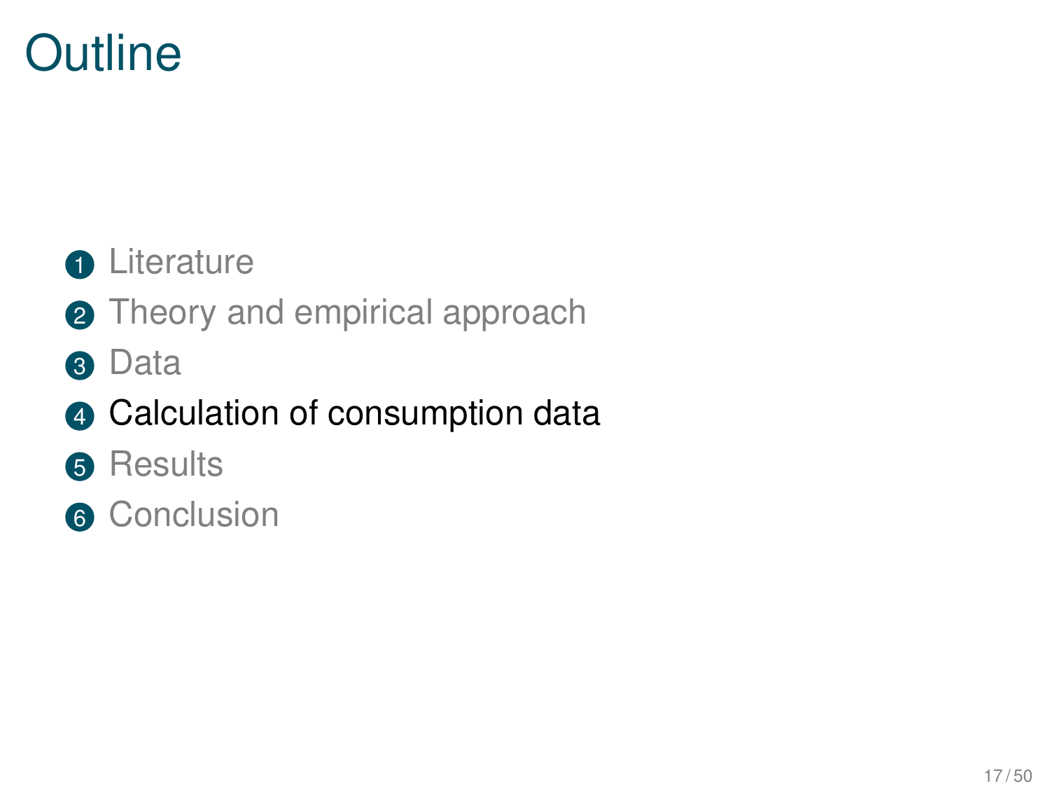# Outline

1. Literature
2. Theory and empirical approach
3. Data
4. Calculation of consumption data
5. Results
6. Conclusion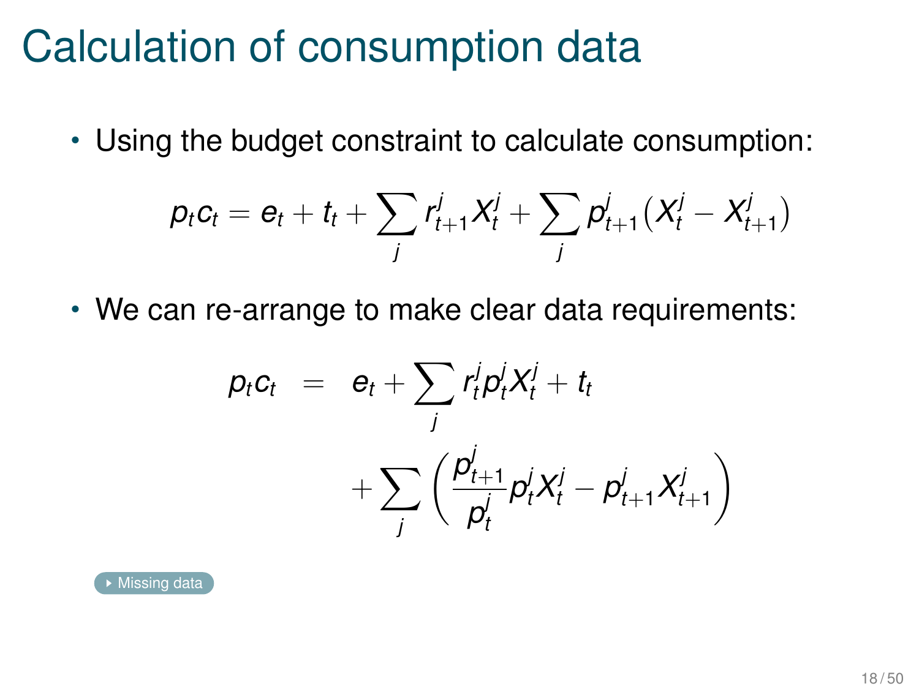# Calculation of consumption data

- Using the budget constraint to calculate consumption:

$$p_t c_t = e_t + t_t + \sum_j r^j_{t+1} X^j_t + \sum_j p^j_{t+1} \left( X^j_t - X^j_{t+1} \right)$$

- We can re-arrange to make clear data requirements:

$$\begin{aligned} p_t c_t \quad = \quad & e_t + \sum_j r^j_t p^j_t X^j_t + t_t \\ & + \sum_j \left( \frac{p^j_{t+1}}{p^j_t} p^j_t X^j_t - p^j_{t+1} X^j_{t+1} \right) \end{aligned}$$

Missing data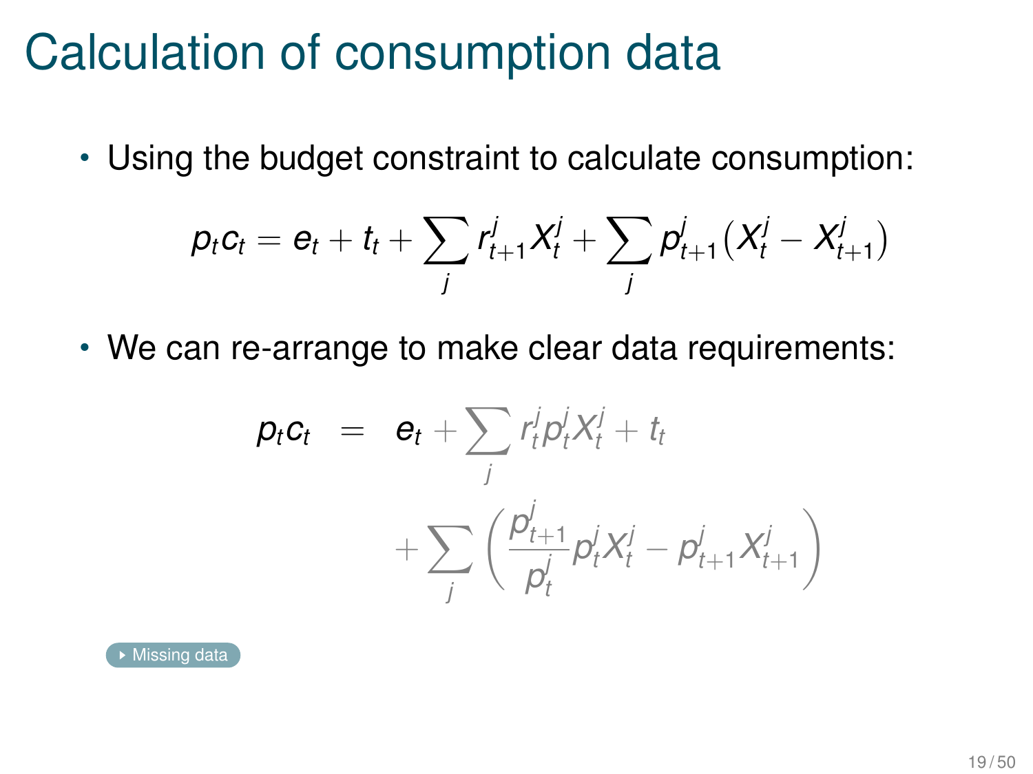# Calculation of consumption data

- Using the budget constraint to calculate consumption:

$$p_t c_t = e_t + t_t + \sum_j r^j_{t+1} X^j_t + \sum_j p^j_{t+1} \left( X^j_t - X^j_{t+1} \right)$$

- We can re-arrange to make clear data requirements:

$$\begin{aligned} p_t c_t \;\; = \;\; & e_t + \sum_j r^j_t p^j_t X^j_t + t_t \\ & + \sum_j \left( \frac{p^j_{t+1}}{p^j_t} p^j_t X^j_t - p^j_{t+1} X^j_{t+1} \right) \end{aligned}$$

Missing data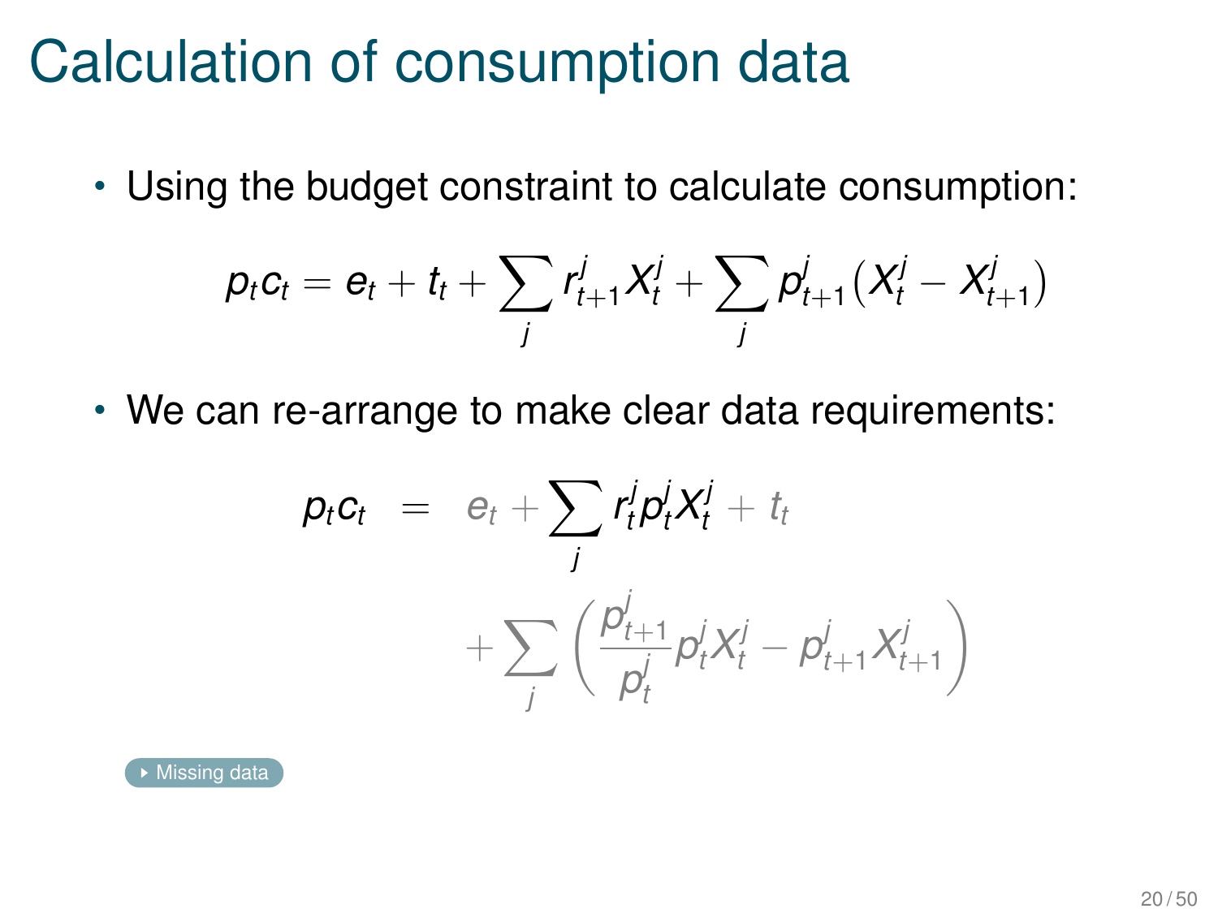# Calculation of consumption data

- Using the budget constraint to calculate consumption:

$$p_t c_t = e_t + t_t + \sum_j r^j_{t+1} X^j_t + \sum_j p^j_{t+1} \left( X^j_t - X^j_{t+1} \right)$$

- We can re-arrange to make clear data requirements:

$$\begin{aligned} p_t c_t \;\; &= \;\; e_t + \sum_j r^j_t p^j_t X^j_t + t_t \\ &\quad + \sum_j \left( \frac{p^j_{t+1}}{p^j_t} p^j_t X^j_t - p^j_{t+1} X^j_{t+1} \right) \end{aligned}$$

Missing data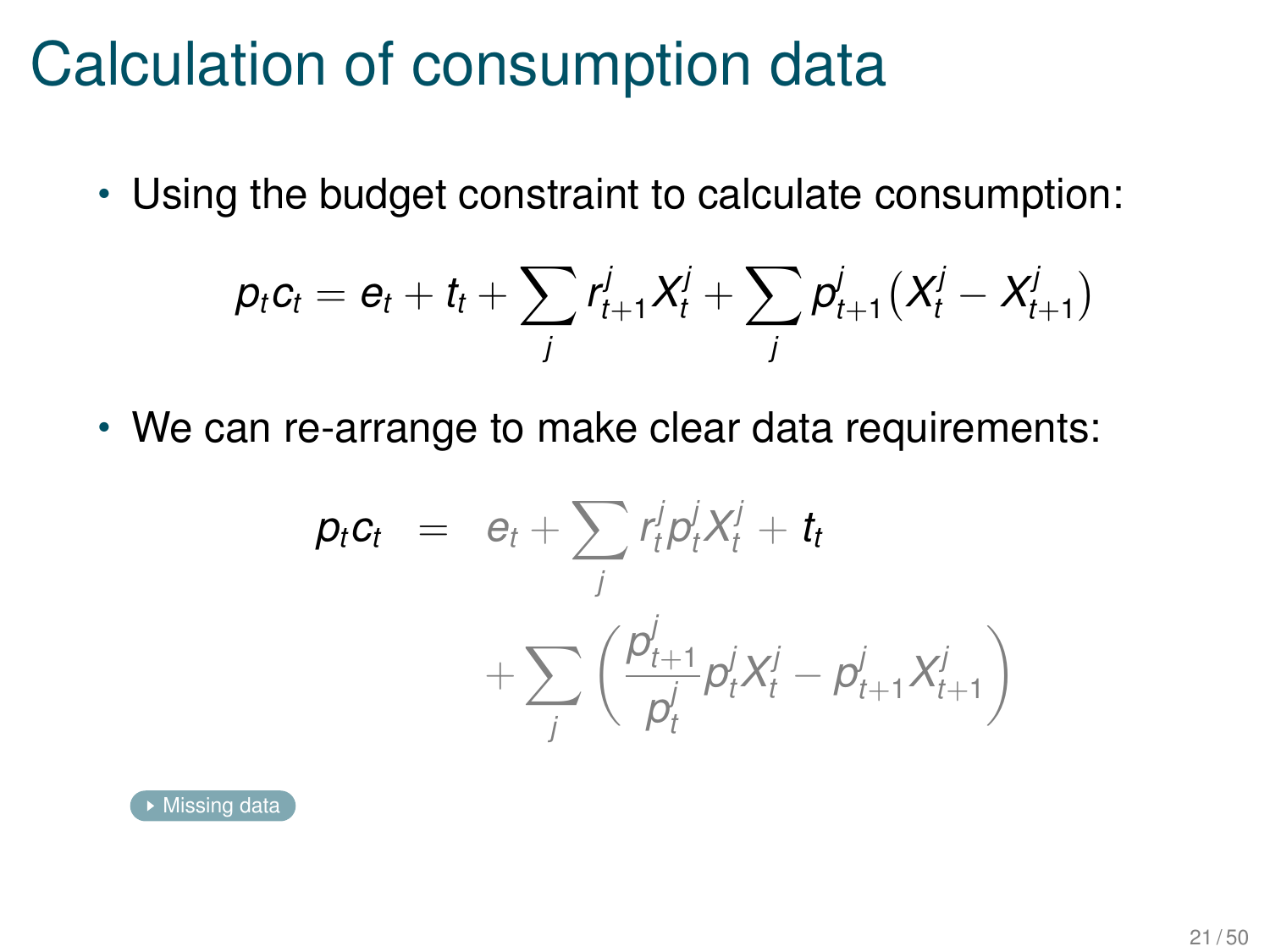# Calculation of consumption data

- Using the budget constraint to calculate consumption:

$$p_t c_t = e_t + t_t + \sum_j r^j_{t+1} X^j_t + \sum_j p^j_{t+1} \left( X^j_t - X^j_{t+1} \right)$$

- We can re-arrange to make clear data requirements:

$$\begin{aligned} p_t c_t \;\; = \;\; & e_t + \sum_j r^j_t p^j_t X^j_t + t_t \\ & + \sum_j \left( \frac{p^j_{t+1}}{p^j_t} p^j_t X^j_t - p^j_{t+1} X^j_{t+1} \right) \end{aligned}$$

Missing data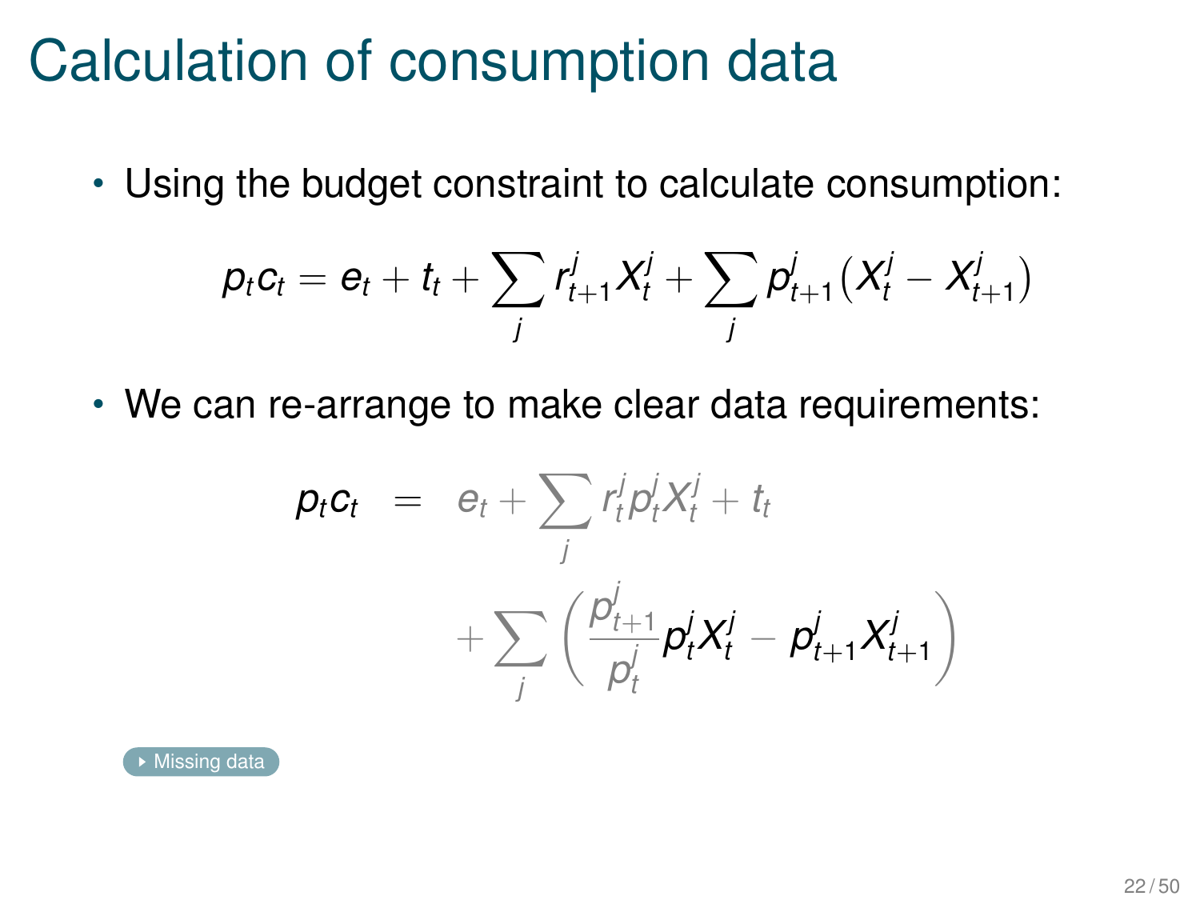# Calculation of consumption data

- Using the budget constraint to calculate consumption:

$$p_t c_t = e_t + t_t + \sum_j r^j_{t+1} X^j_t + \sum_j p^j_{t+1} \left( X^j_t - X^j_{t+1} \right)$$

- We can re-arrange to make clear data requirements:

$$\begin{aligned} p_t c_t &= e_t + \sum_j r^j_t p^j_t X^j_t + t_t \\ &\quad + \sum_j \left( \frac{p^j_{t+1}}{p^j_t} p^j_t X^j_t - p^j_{t+1} X^j_{t+1} \right) \end{aligned}$$

Missing data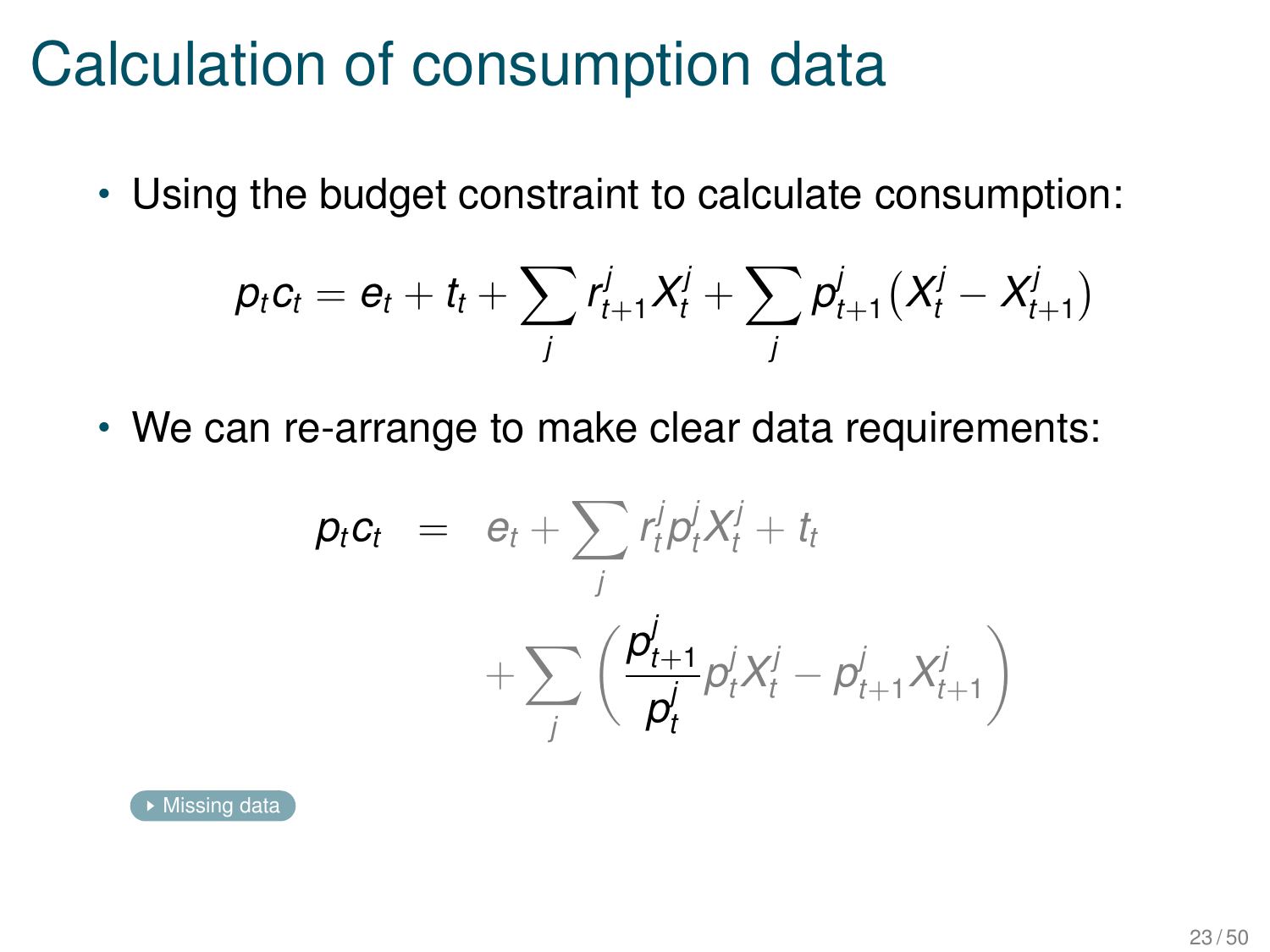# Calculation of consumption data

- Using the budget constraint to calculate consumption:

$$p_t c_t = e_t + t_t + \sum_j r^j_{t+1} X^j_t + \sum_j p^j_{t+1}\left(X^j_t - X^j_{t+1}\right)$$

- We can re-arrange to make clear data requirements:

$$\begin{aligned} p_t c_t \;=\;& e_t + \sum_j r^j_t p^j_t X^j_t + t_t \\ & + \sum_j \left( \frac{p^j_{t+1}}{p^j_t} p^j_t X^j_t - p^j_{t+1} X^j_{t+1} \right) \end{aligned}$$

Missing data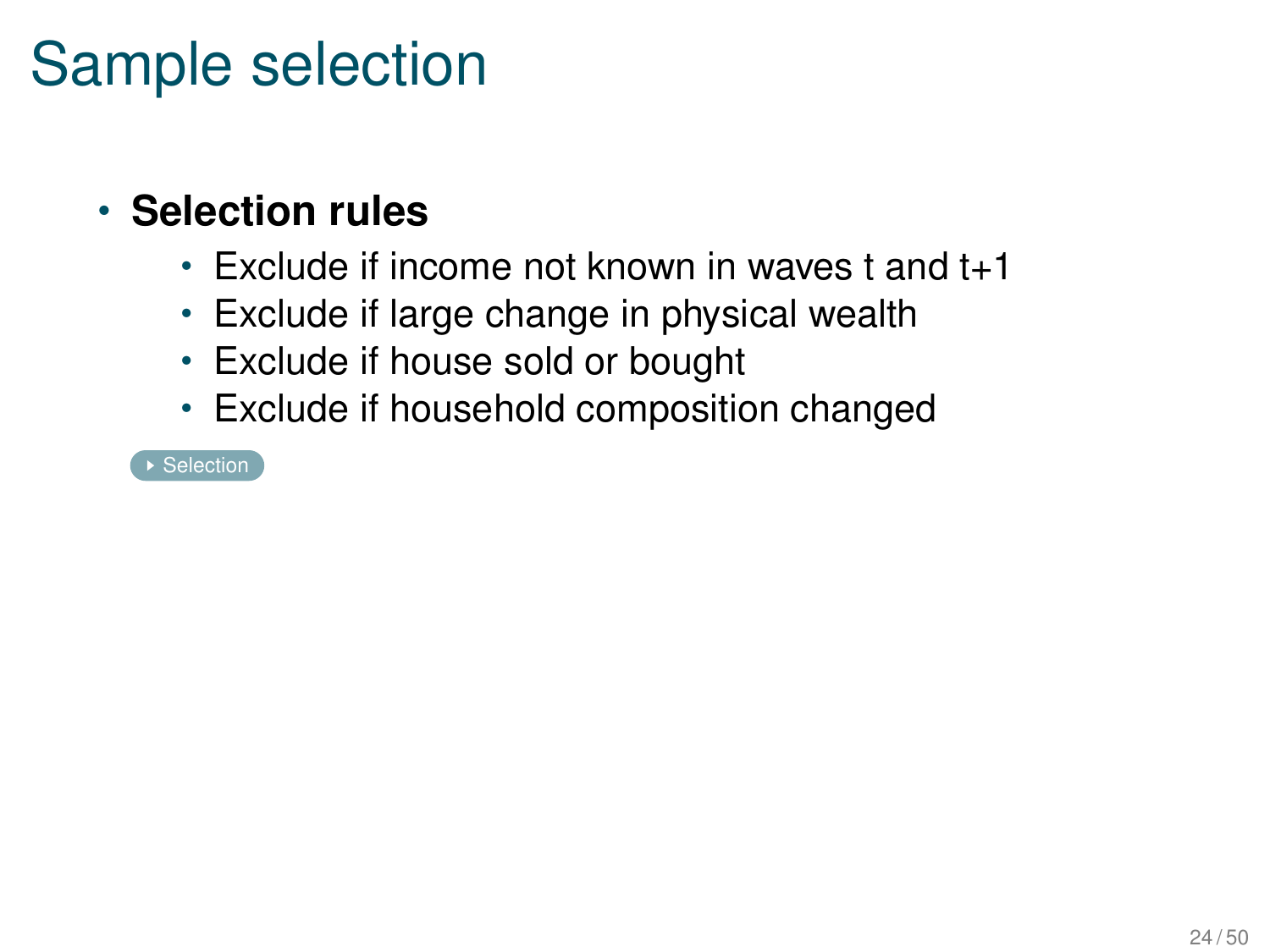# Sample selection

- **Selection rules**
  - Exclude if income not known in waves t and t+1
  - Exclude if large change in physical wealth
  - Exclude if house sold or bought
  - Exclude if household composition changed

Selection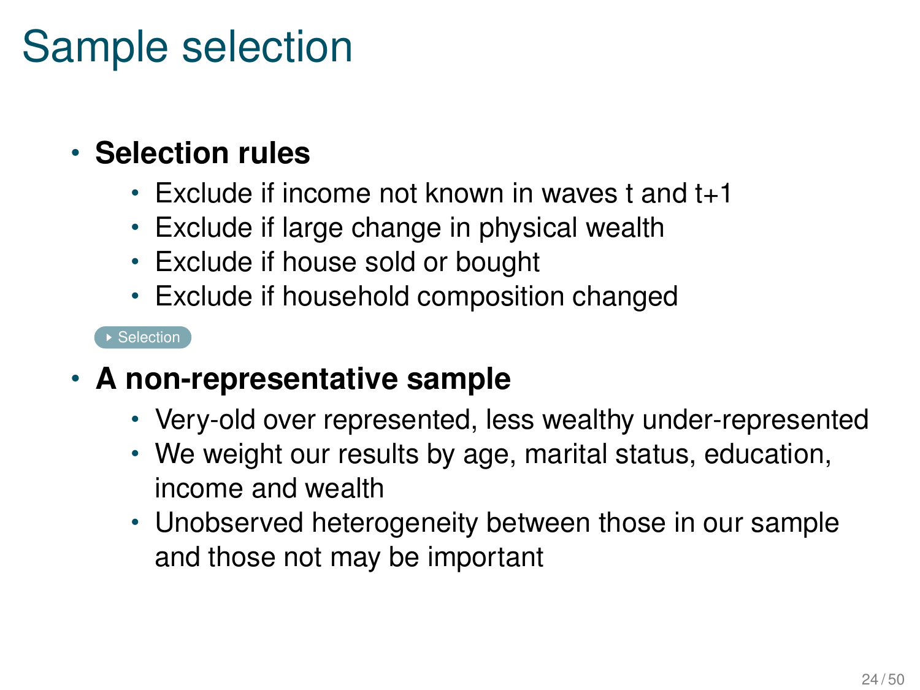# Sample selection

- **Selection rules**
  - Exclude if income not known in waves t and t+1
  - Exclude if large change in physical wealth
  - Exclude if house sold or bought
  - Exclude if household composition changed

Selection

- **A non-representative sample**
  - Very-old over represented, less wealthy under-represented
  - We weight our results by age, marital status, education, income and wealth
  - Unobserved heterogeneity between those in our sample and those not may be important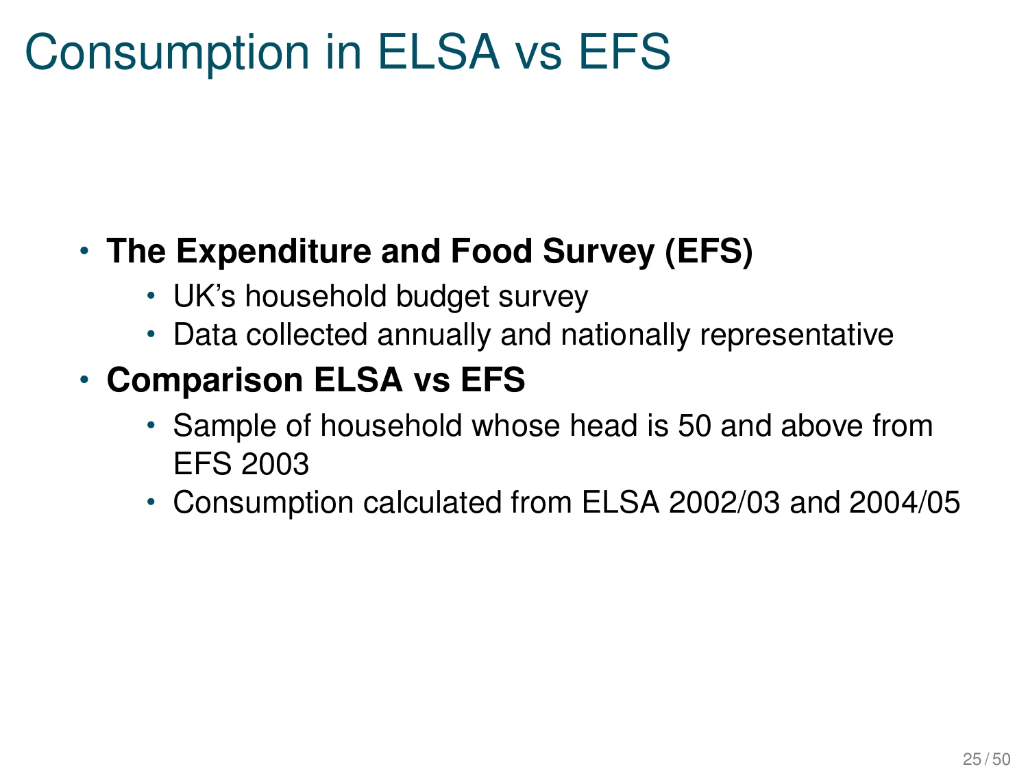# Consumption in ELSA vs EFS

- **The Expenditure and Food Survey (EFS)**
  - UK's household budget survey
  - Data collected annually and nationally representative
- **Comparison ELSA vs EFS**
  - Sample of household whose head is 50 and above from EFS 2003
  - Consumption calculated from ELSA 2002/03 and 2004/05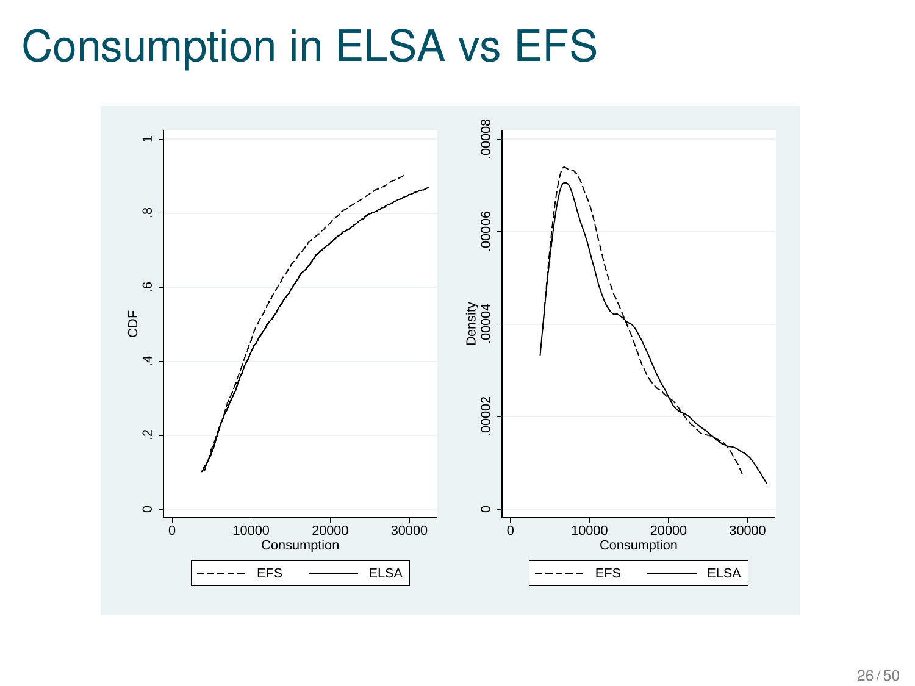# Consumption in ELSA vs EFS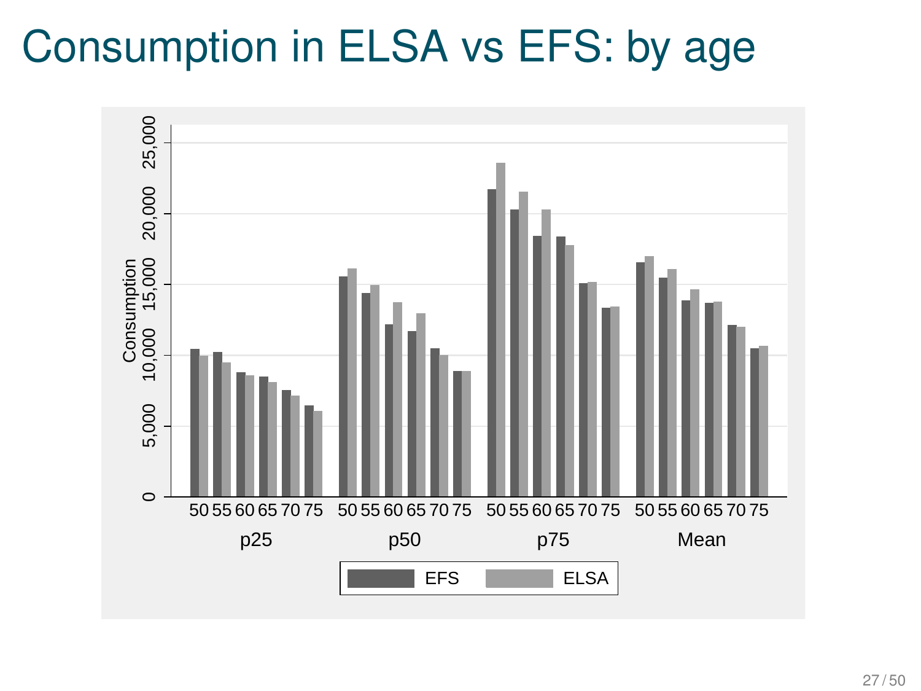# Consumption in ELSA vs EFS: by age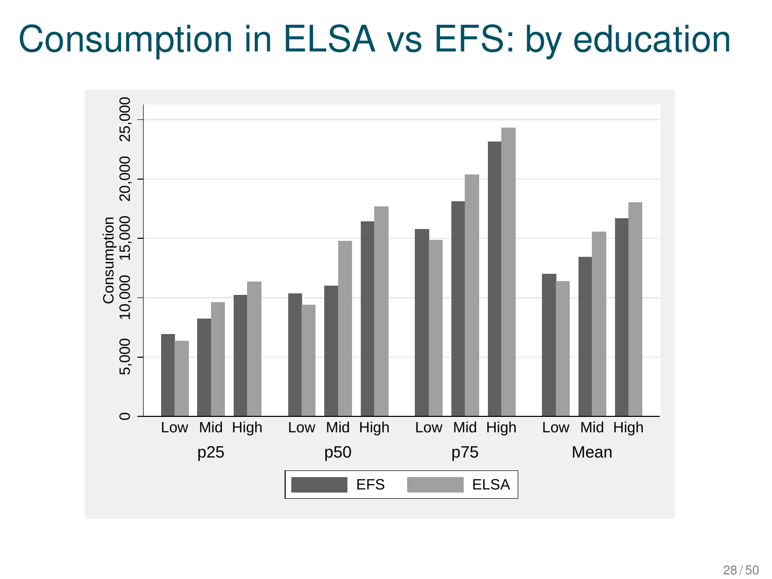# Consumption in ELSA vs EFS: by education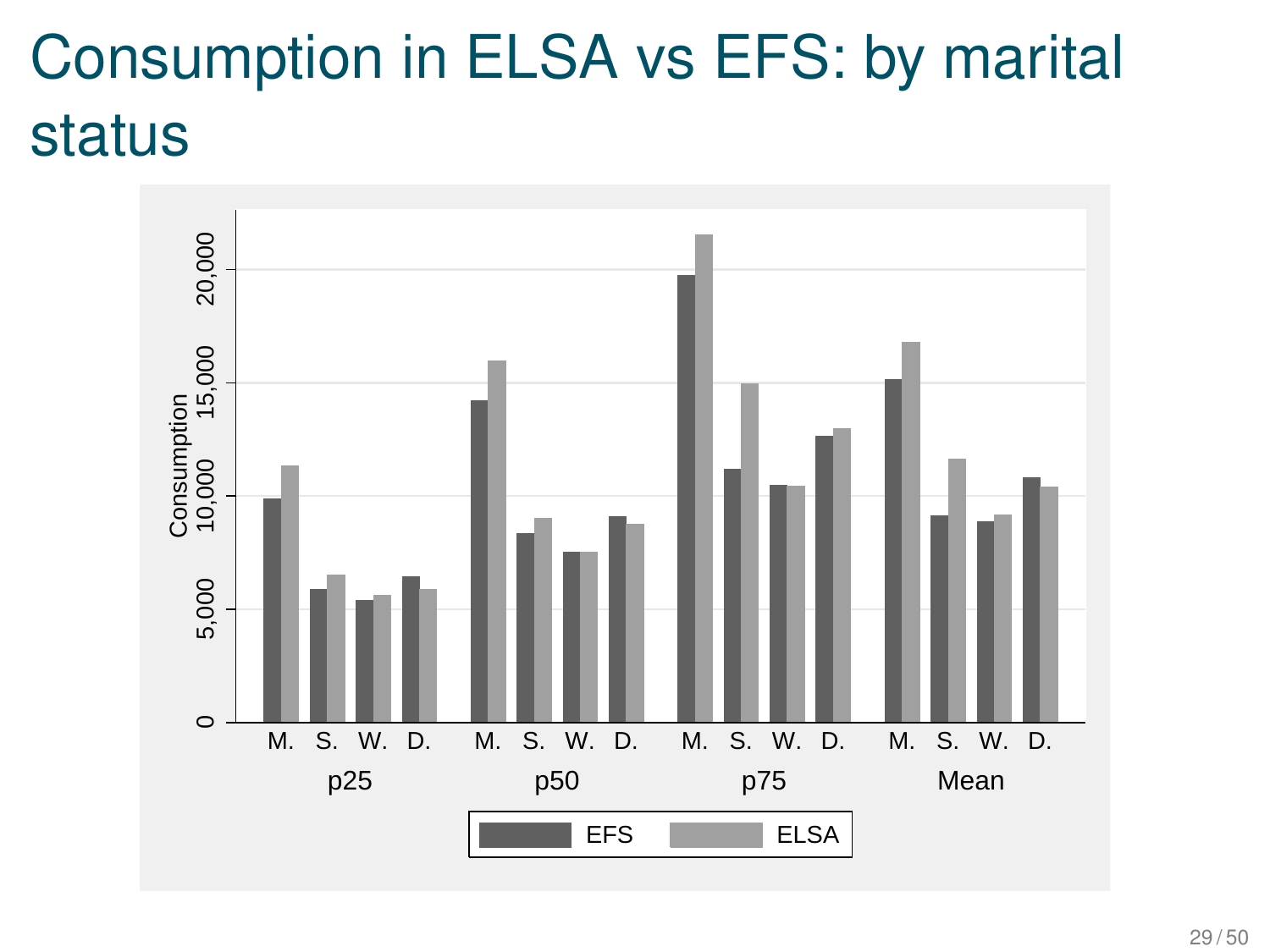# Consumption in ELSA vs EFS: by marital status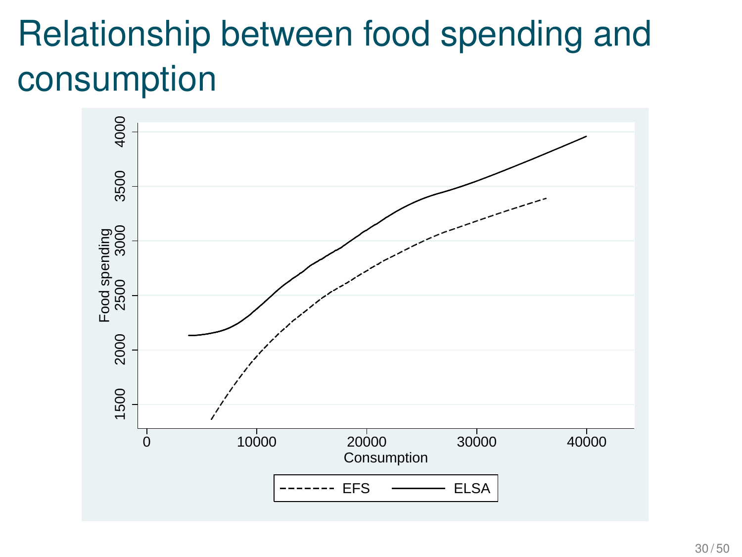# Relationship between food spending and consumption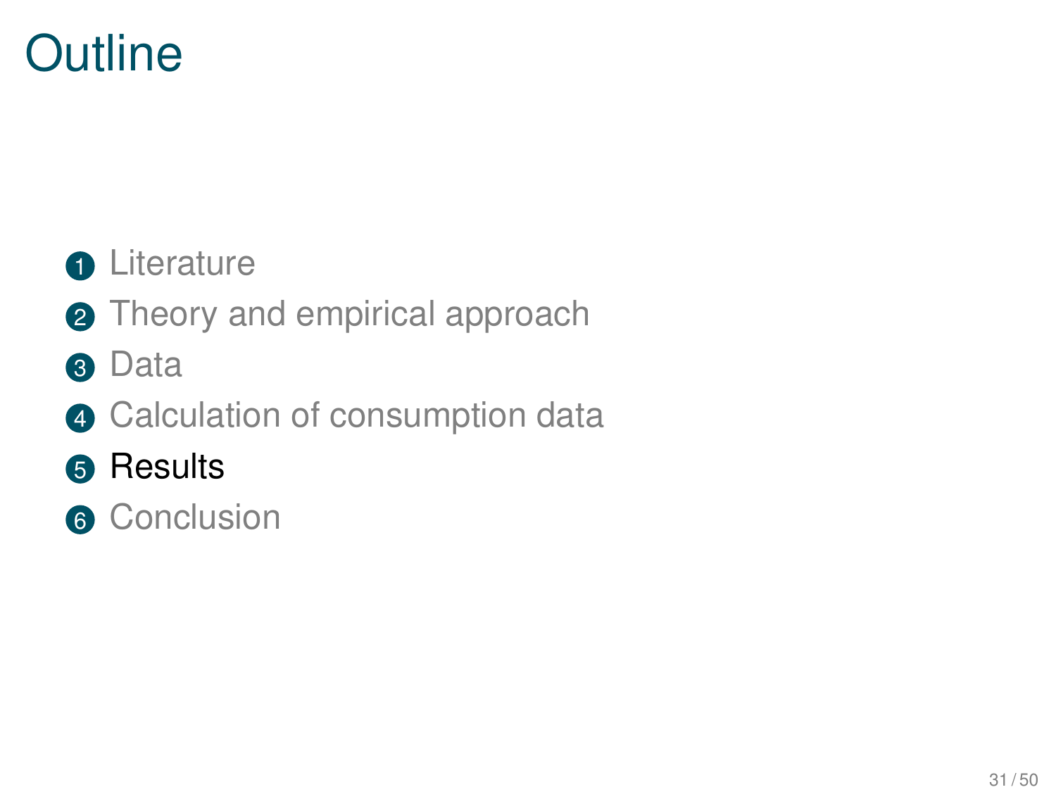# Outline

1. Literature
2. Theory and empirical approach
3. Data
4. Calculation of consumption data
5. Results
6. Conclusion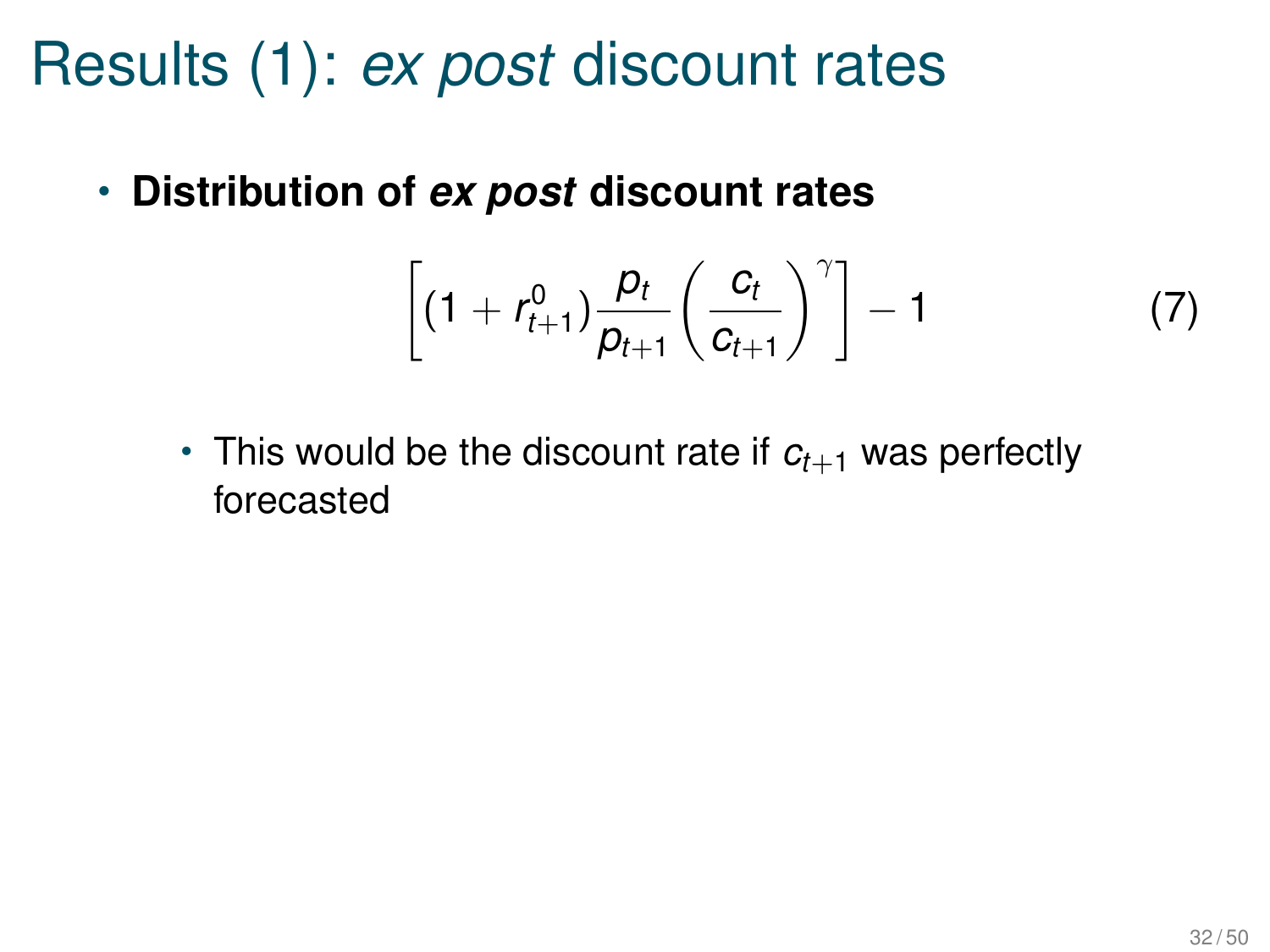# Results (1): *ex post* discount rates

- **Distribution of *ex post* discount rates**

$$\left[(1 + r^0_{t+1})\frac{p_t}{p_{t+1}}\left(\frac{c_t}{c_{t+1}}\right)^{\gamma}\right] - 1 \tag{7}$$

  - This would be the discount rate if $c_{t+1}$ was perfectly forecasted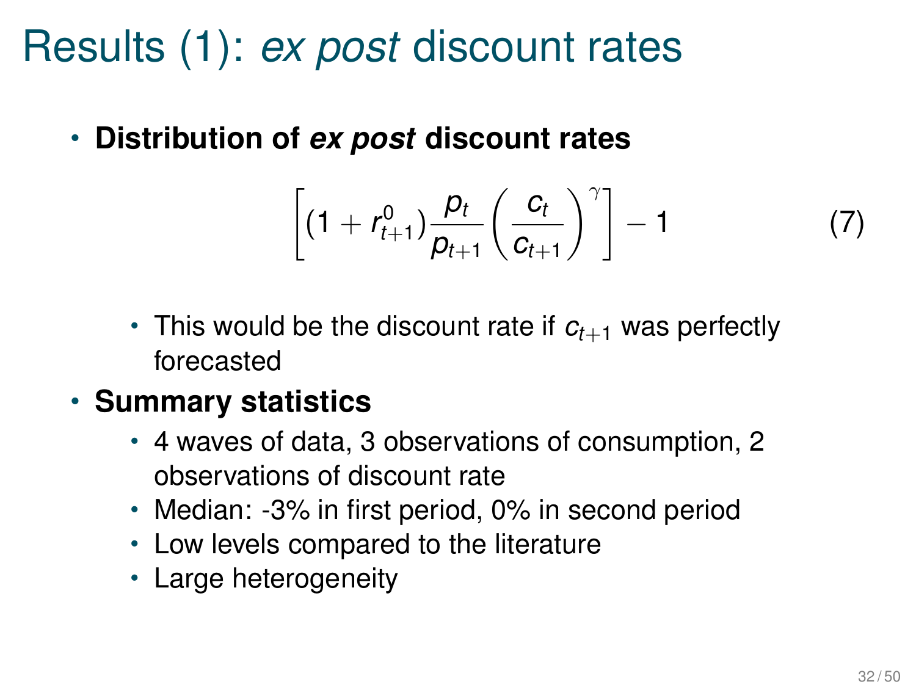# Results (1): *ex post* discount rates

- **Distribution of *ex post* discount rates**

$$\left[(1 + r^0_{t+1})\frac{p_t}{p_{t+1}}\left(\frac{c_t}{c_{t+1}}\right)^{\gamma}\right] - 1 \tag{7}$$

  - This would be the discount rate if $c_{t+1}$ was perfectly forecasted
- **Summary statistics**
  - 4 waves of data, 3 observations of consumption, 2 observations of discount rate
  - Median: -3% in first period, 0% in second period
  - Low levels compared to the literature
  - Large heterogeneity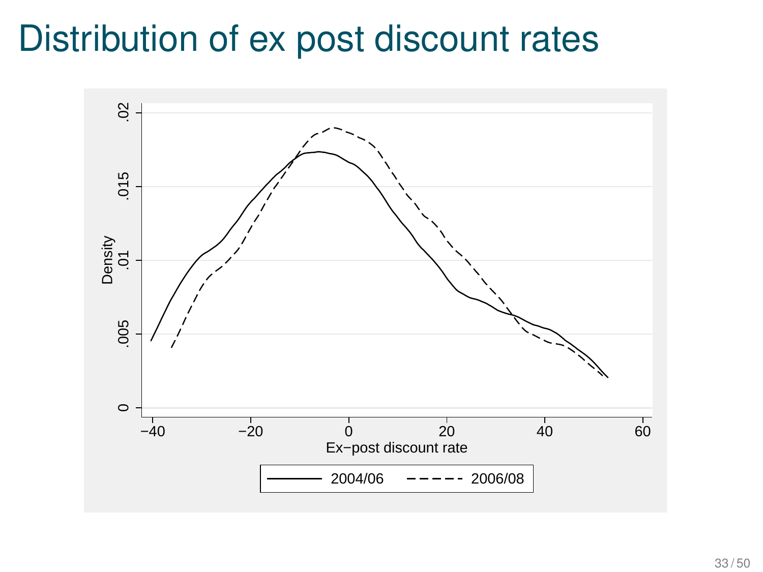# Distribution of ex post discount rates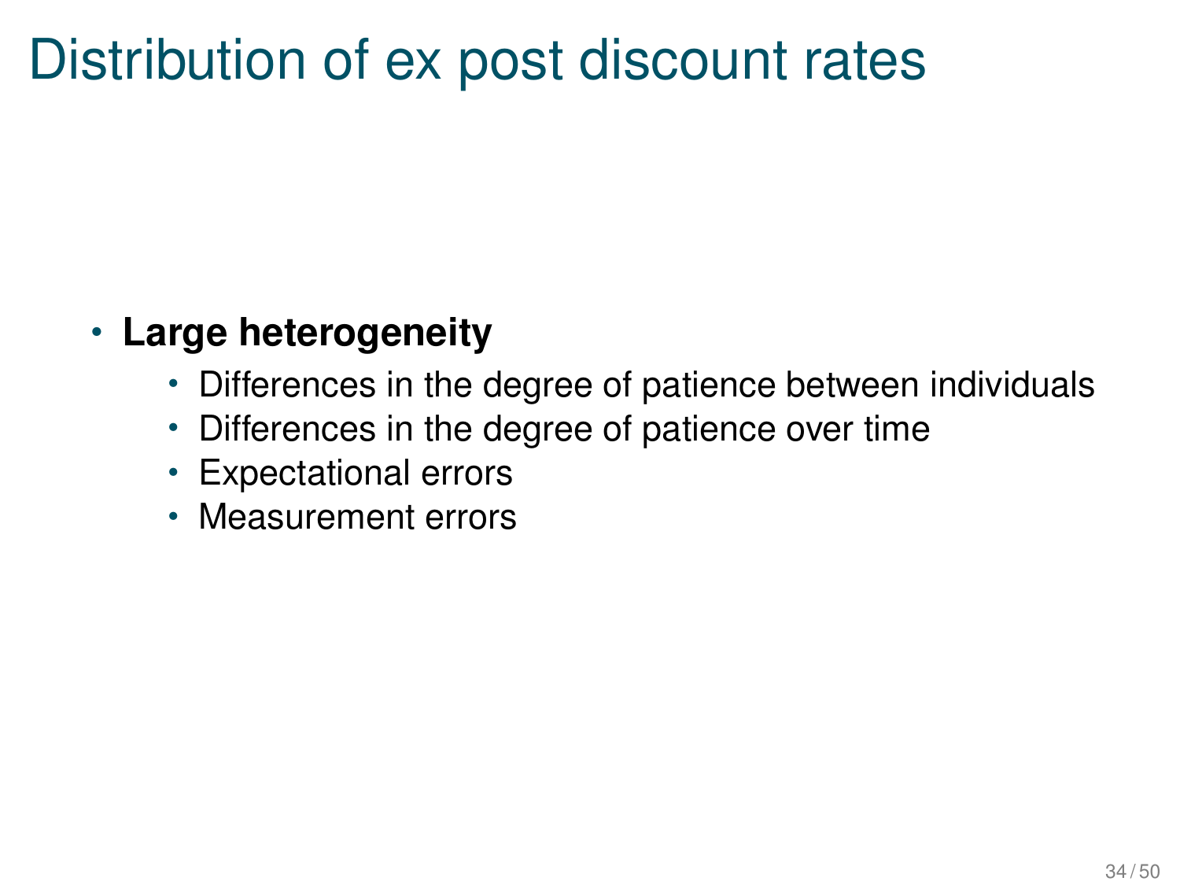# Distribution of ex post discount rates

- **Large heterogeneity**
  - Differences in the degree of patience between individuals
  - Differences in the degree of patience over time
  - Expectational errors
  - Measurement errors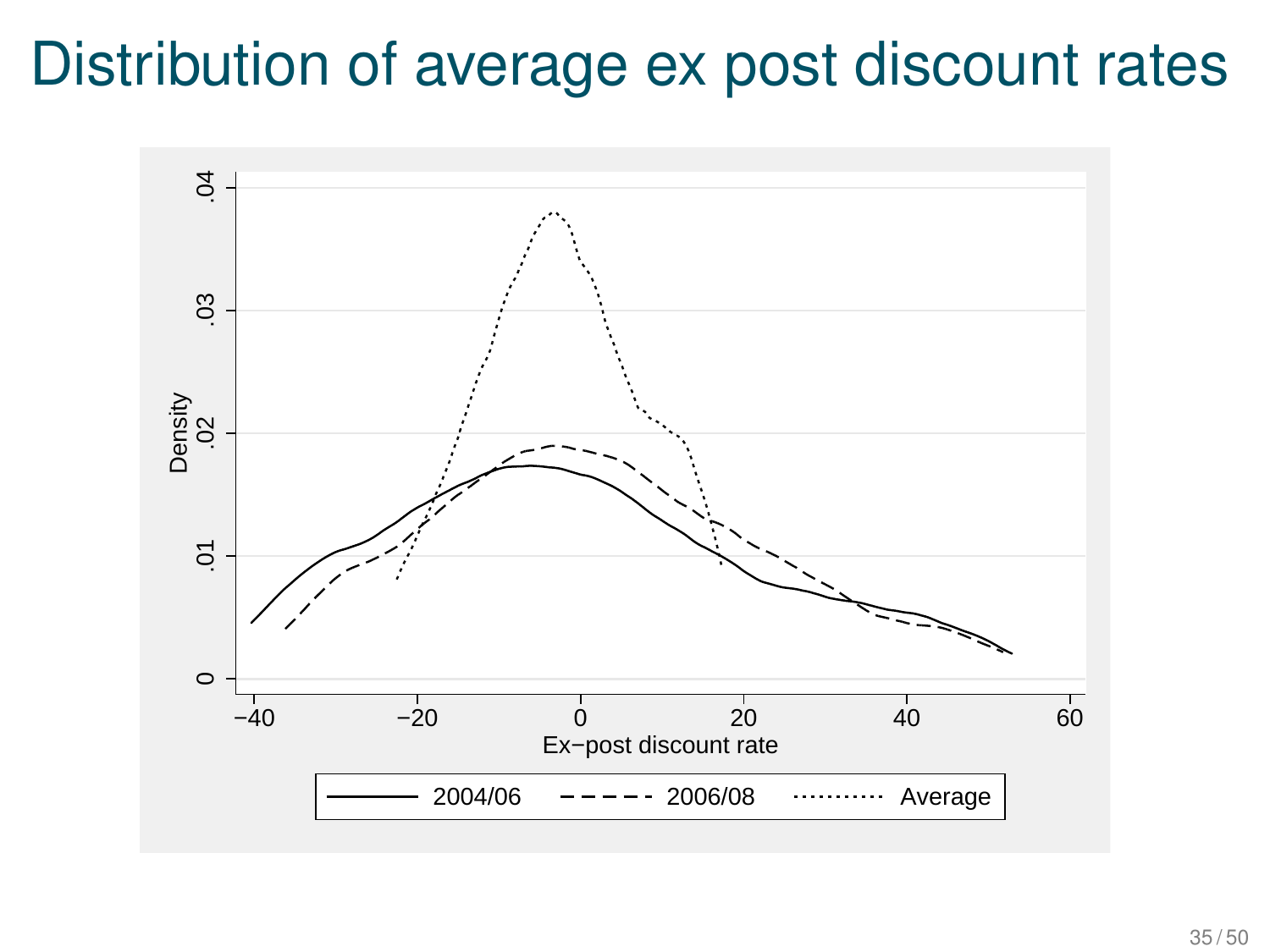# Distribution of average ex post discount rates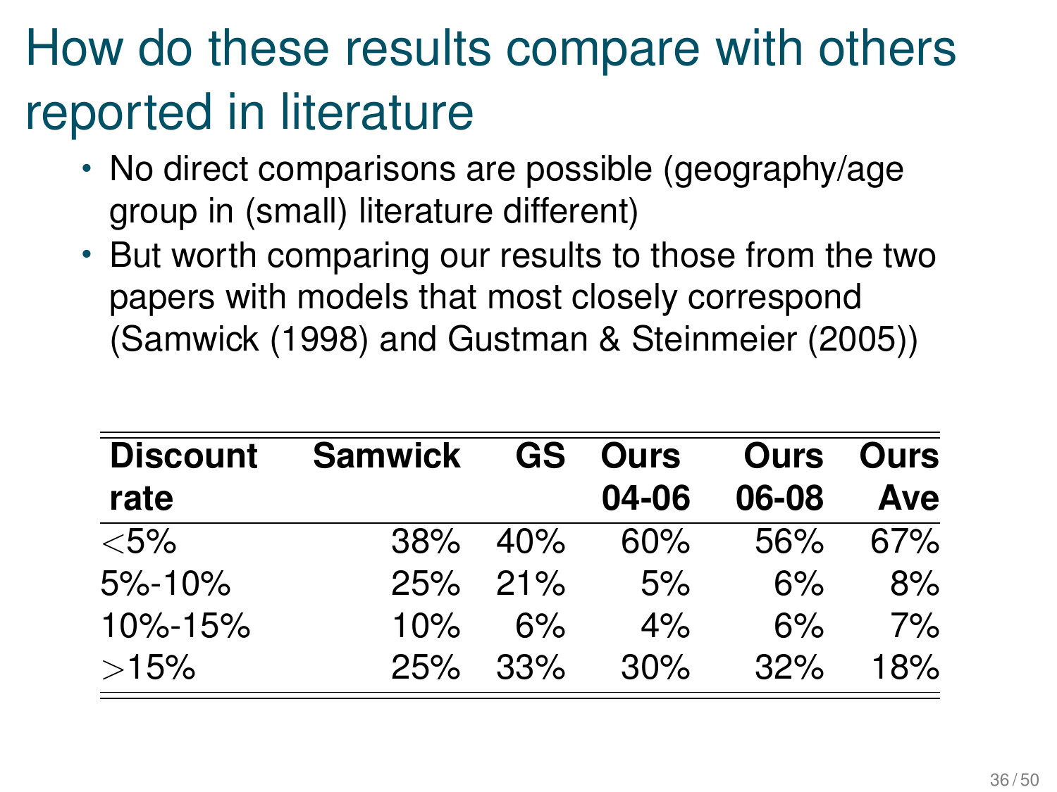# How do these results compare with others reported in literature

- No direct comparisons are possible (geography/age group in (small) literature different)
- But worth comparing our results to those from the two papers with models that most closely correspond (Samwick (1998) and Gustman & Steinmeier (2005))

| **Discount rate** | **Samwick** | **GS** | **Ours 04-06** | **Ours 06-08** | **Ours Ave** |
|---|---|---|---|---|---|
| $<$5% | 38% | 40% | 60% | 56% | 67% |
| 5%-10% | 25% | 21% | 5% | 6% | 8% |
| 10%-15% | 10% | 6% | 4% | 6% | 7% |
| $>$15% | 25% | 33% | 30% | 32% | 18% |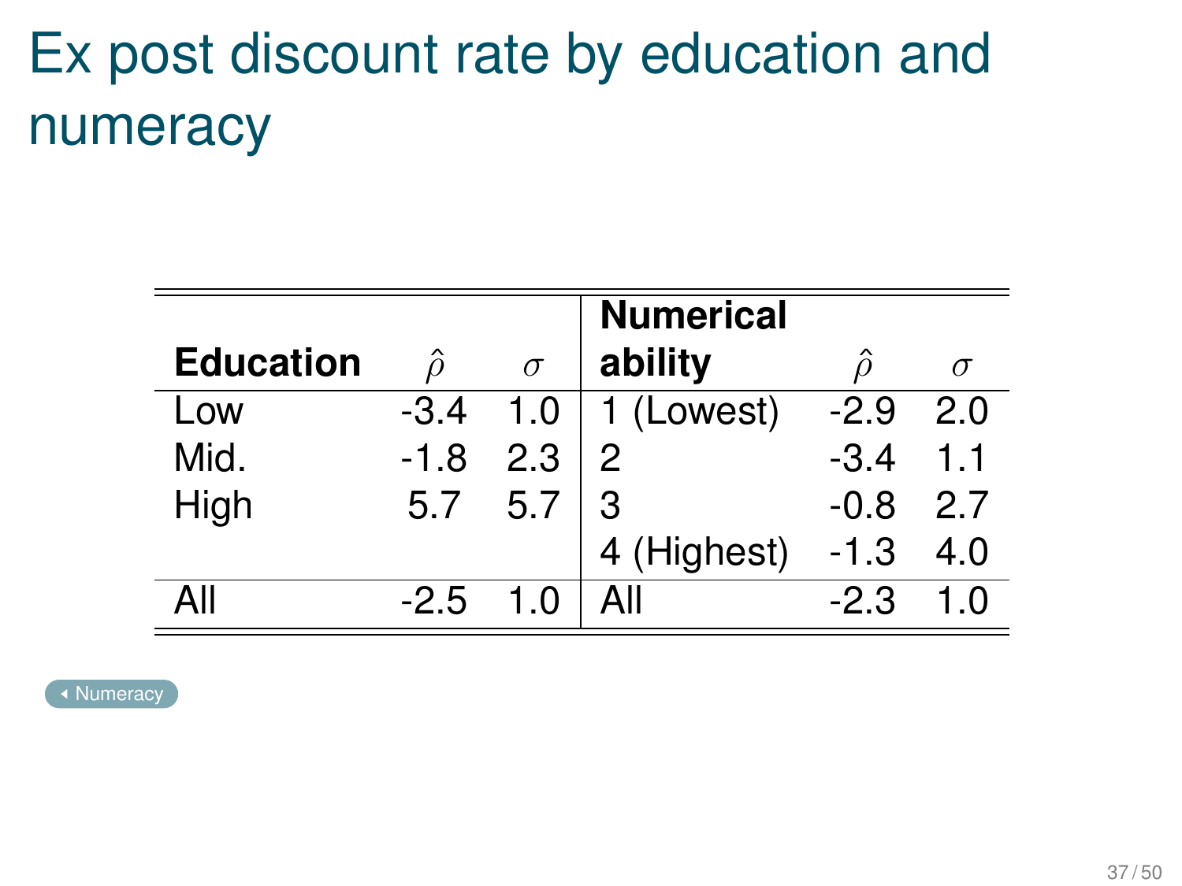# Ex post discount rate by education and numeracy

| **Education** | $\hat{\rho}$ | $\sigma$ | **Numerical ability** | $\hat{\rho}$ | $\sigma$ |
|---|---|---|---|---|---|
| Low | -3.4 | 1.0 | 1 (Lowest) | -2.9 | 2.0 |
| Mid. | -1.8 | 2.3 | 2 | -3.4 | 1.1 |
| High | 5.7 | 5.7 | 3 | -0.8 | 2.7 |
| | | | 4 (Highest) | -1.3 | 4.0 |
| All | -2.5 | 1.0 | All | -2.3 | 1.0 |

Numeracy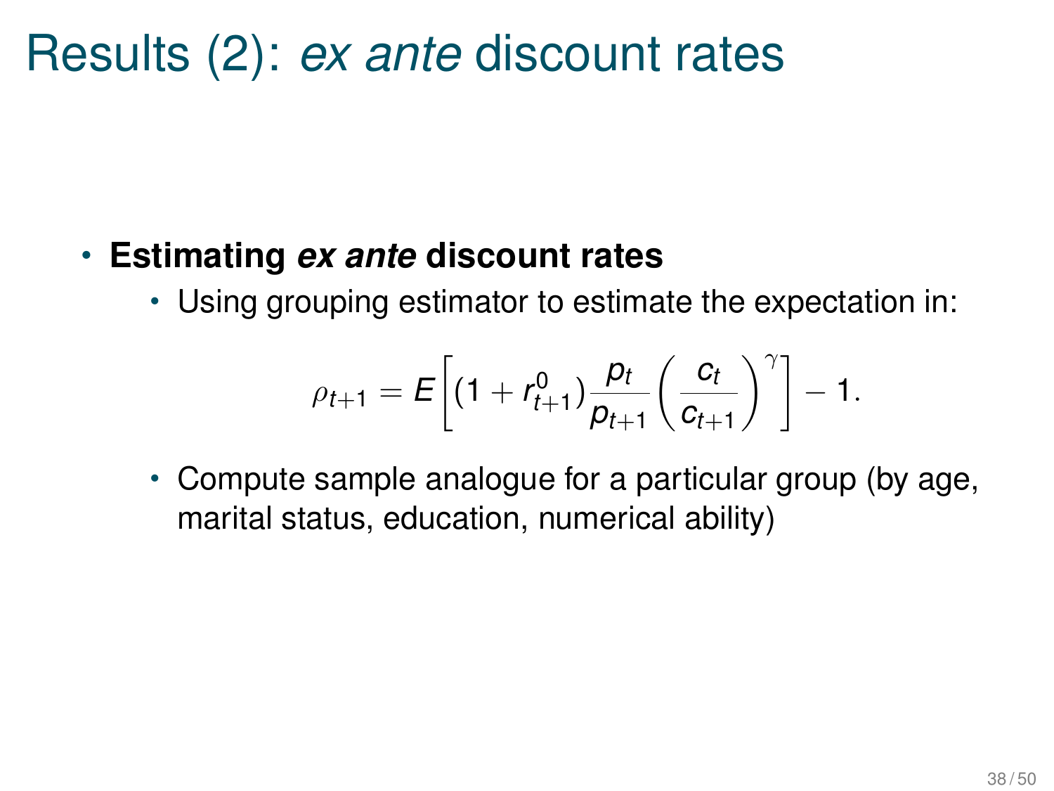# Results (2): *ex ante* discount rates

- **Estimating *ex ante* discount rates**
  - Using grouping estimator to estimate the expectation in:

$$\rho_{t+1} = E\left[(1 + r^0_{t+1})\frac{p_t}{p_{t+1}}\left(\frac{c_t}{c_{t+1}}\right)^{\gamma}\right] - 1.$$

  - Compute sample analogue for a particular group (by age, marital status, education, numerical ability)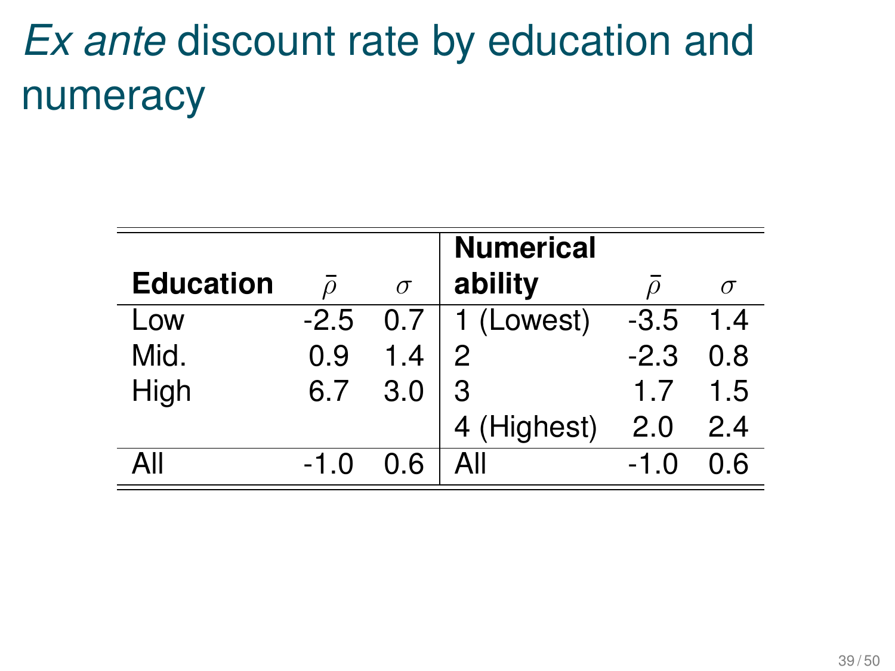# *Ex ante* discount rate by education and numeracy

| Education | $\bar{\rho}$ | $\sigma$ | Numerical ability | $\bar{\rho}$ | $\sigma$ |
|---|---|---|---|---|---|
| Low | -2.5 | 0.7 | 1 (Lowest) | -3.5 | 1.4 |
| Mid. | 0.9 | 1.4 | 2 | -2.3 | 0.8 |
| High | 6.7 | 3.0 | 3 | 1.7 | 1.5 |
| | | | 4 (Highest) | 2.0 | 2.4 |
| All | -1.0 | 0.6 | All | -1.0 | 0.6 |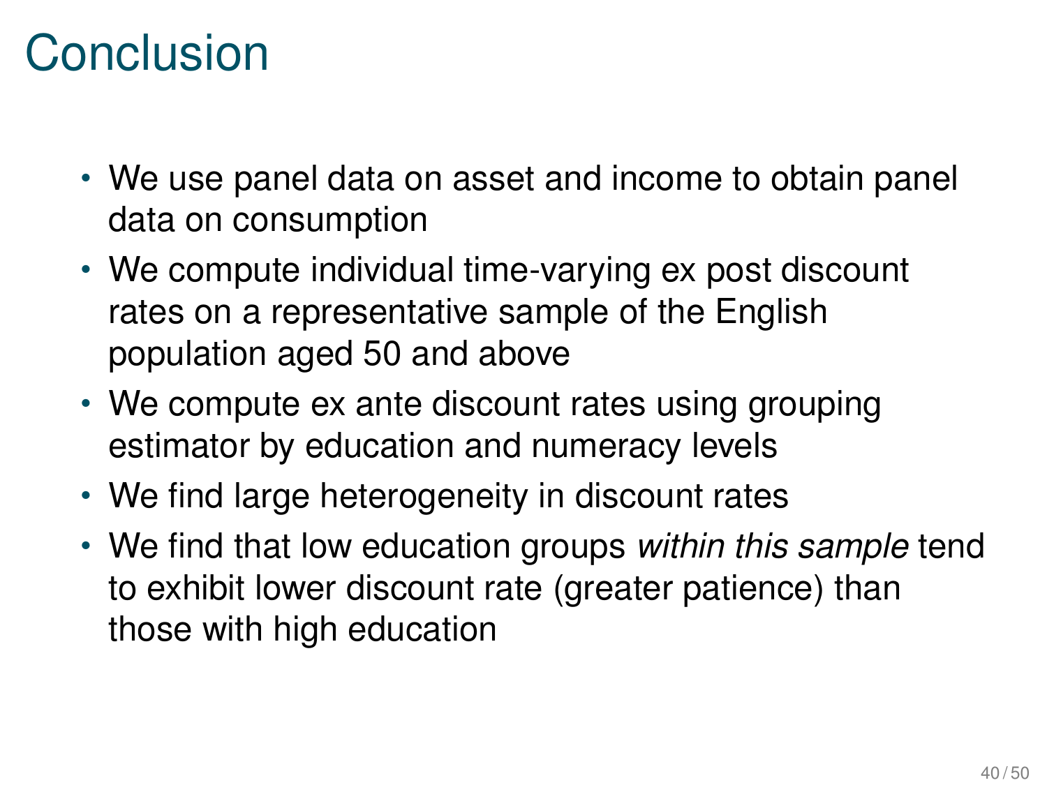# Conclusion

- We use panel data on asset and income to obtain panel data on consumption
- We compute individual time-varying ex post discount rates on a representative sample of the English population aged 50 and above
- We compute ex ante discount rates using grouping estimator by education and numeracy levels
- We find large heterogeneity in discount rates
- We find that low education groups *within this sample* tend to exhibit lower discount rate (greater patience) than those with high education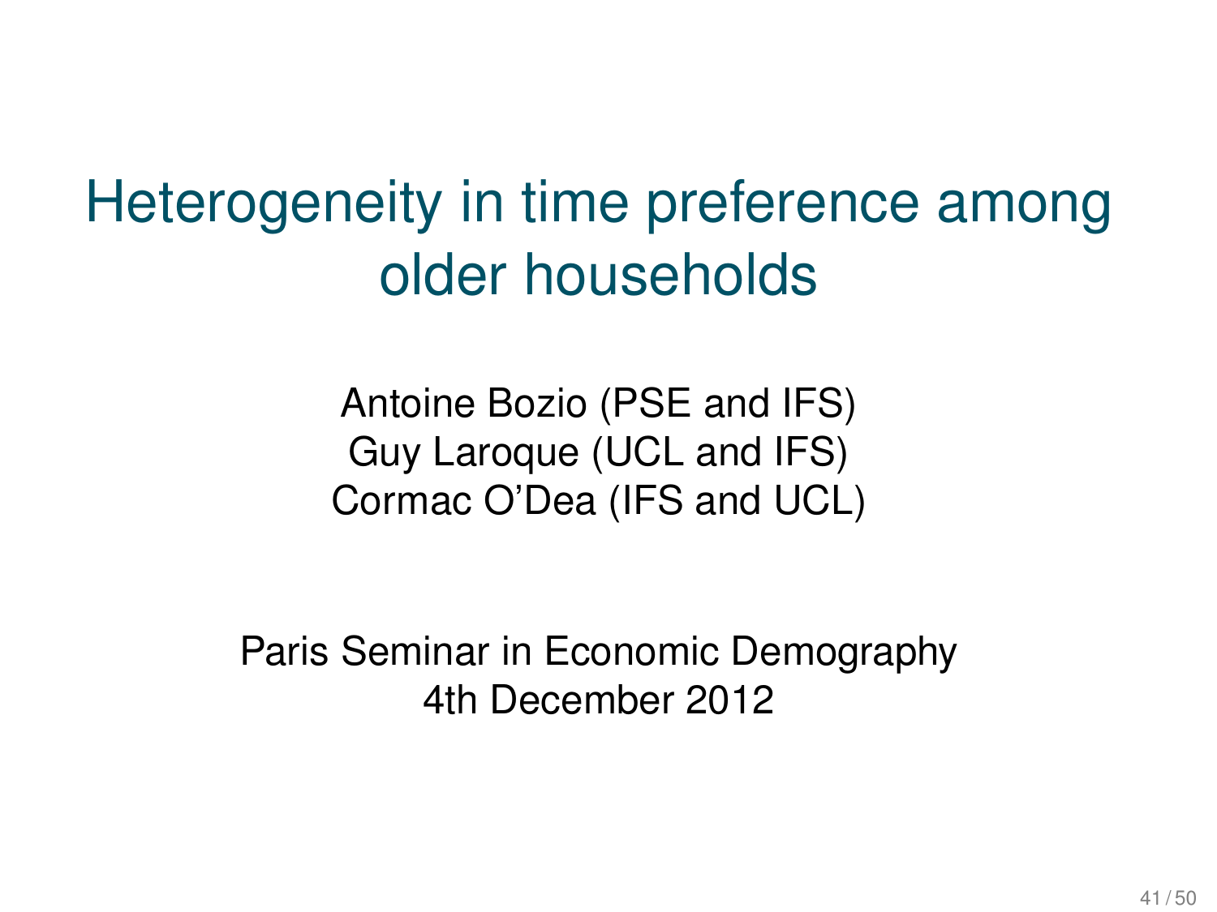# Heterogeneity in time preference among older households

Antoine Bozio (PSE and IFS)
Guy Laroque (UCL and IFS)
Cormac O'Dea (IFS and UCL)

Paris Seminar in Economic Demography
4th December 2012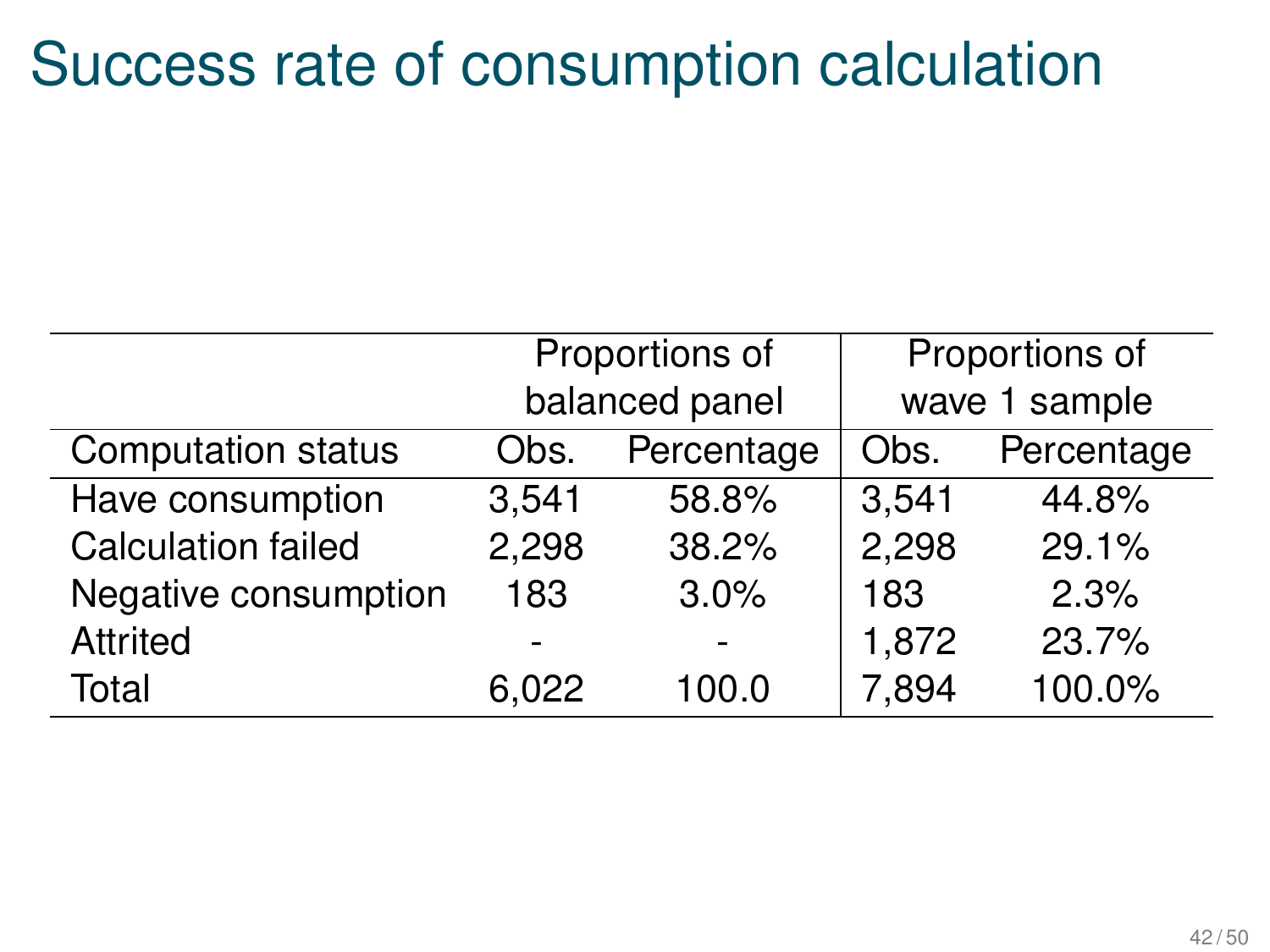# Success rate of consumption calculation

| | Proportions of balanced panel | | Proportions of wave 1 sample | |
|---|---|---|---|---|
| Computation status | Obs. | Percentage | Obs. | Percentage |
| Have consumption | 3,541 | 58.8% | 3,541 | 44.8% |
| Calculation failed | 2,298 | 38.2% | 2,298 | 29.1% |
| Negative consumption | 183 | 3.0% | 183 | 2.3% |
| Attrited | - | - | 1,872 | 23.7% |
| Total | 6,022 | 100.0 | 7,894 | 100.0% |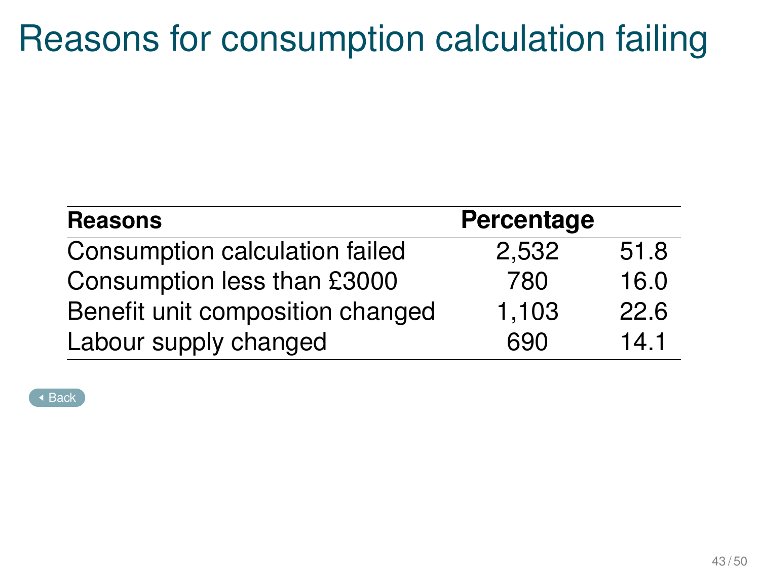# Reasons for consumption calculation failing

| Reasons | Percentage | |
|---|---|---|
| Consumption calculation failed | 2,532 | 51.8 |
| Consumption less than £3000 | 780 | 16.0 |
| Benefit unit composition changed | 1,103 | 22.6 |
| Labour supply changed | 690 | 14.1 |

Back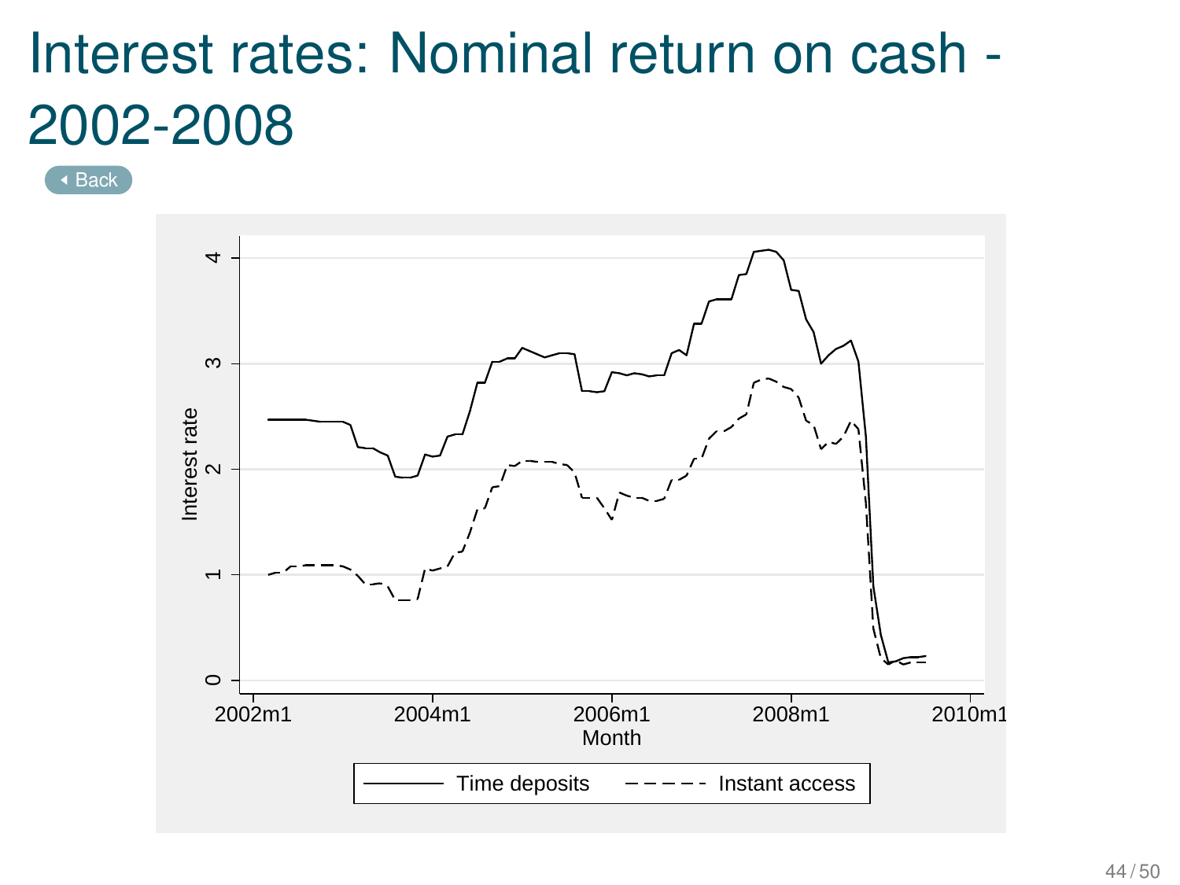# Interest rates: Nominal return on cash - 2002-2008

Back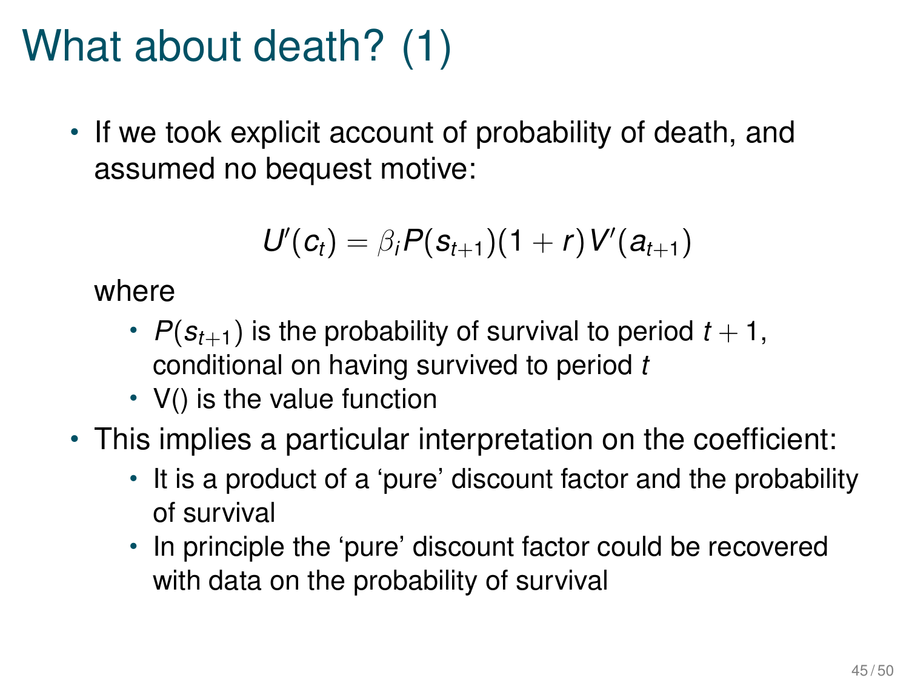# What about death? (1)

- If we took explicit account of probability of death, and assumed no bequest motive:

$$U'(c_t) = \beta_i P(s_{t+1})(1+r)V'(a_{t+1})$$

  where

  - $P(s_{t+1})$ is the probability of survival to period $t+1$, conditional on having survived to period $t$
  - V() is the value function

- This implies a particular interpretation on the coefficient:
  - It is a product of a 'pure' discount factor and the probability of survival
  - In principle the 'pure' discount factor could be recovered with data on the probability of survival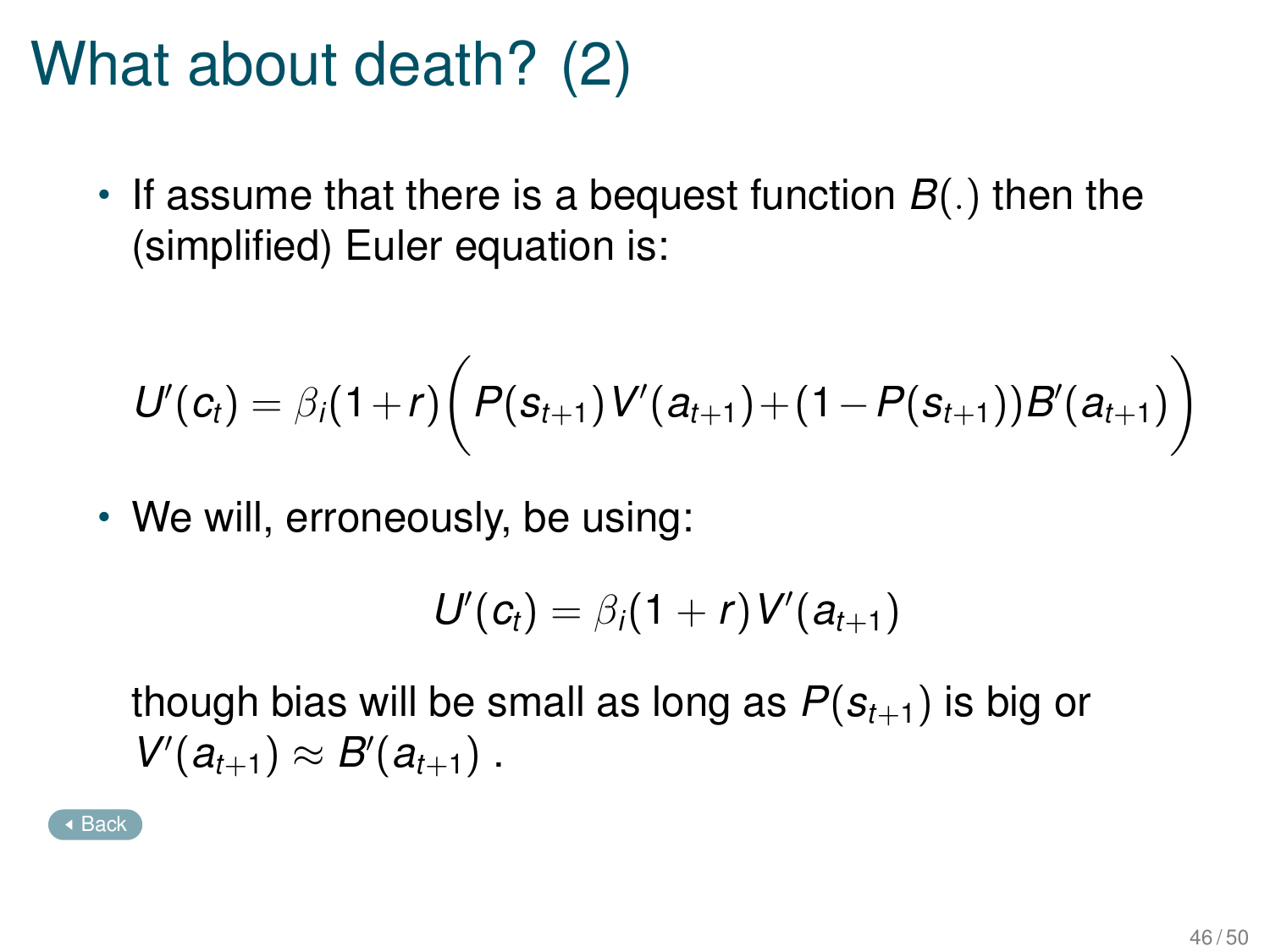# What about death? (2)

- If assume that there is a bequest function $B(.)$ then the (simplified) Euler equation is:

$$U'(c_t) = \beta_i(1+r)\Big(P(s_{t+1})V'(a_{t+1}) + (1-P(s_{t+1}))B'(a_{t+1})\Big)$$

- We will, erroneously, be using:

$$U'(c_t) = \beta_i(1+r)V'(a_{t+1})$$

  though bias will be small as long as $P(s_{t+1})$ is big or $V'(a_{t+1}) \approx B'(a_{t+1})$ .

Back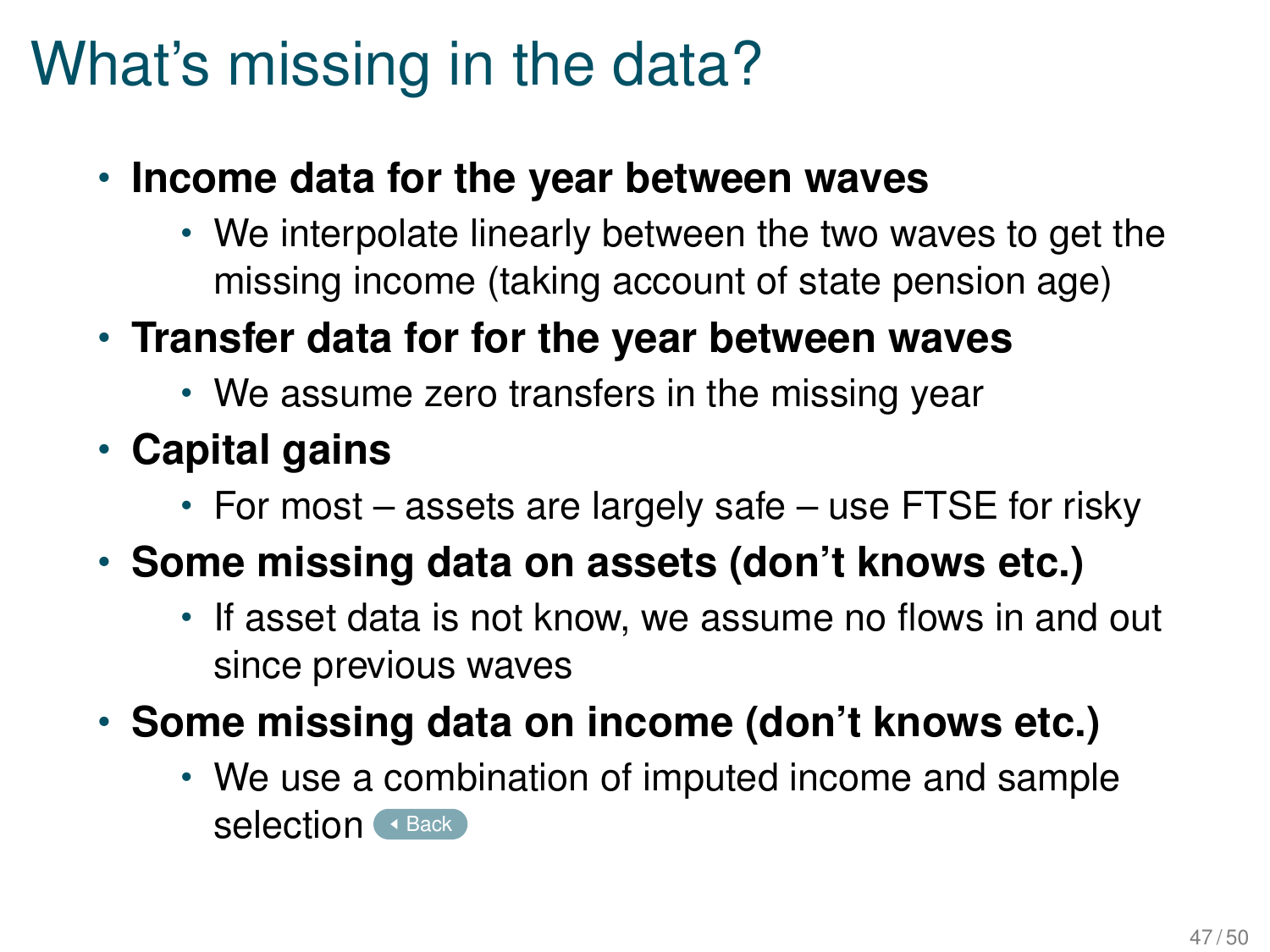# What's missing in the data?

- **Income data for the year between waves**
  - We interpolate linearly between the two waves to get the missing income (taking account of state pension age)
- **Transfer data for for the year between waves**
  - We assume zero transfers in the missing year
- **Capital gains**
  - For most – assets are largely safe – use FTSE for risky
- **Some missing data on assets (don't knows etc.)**
  - If asset data is not know, we assume no flows in and out since previous waves
- **Some missing data on income (don't knows etc.)**
  - We use a combination of imputed income and sample selection Back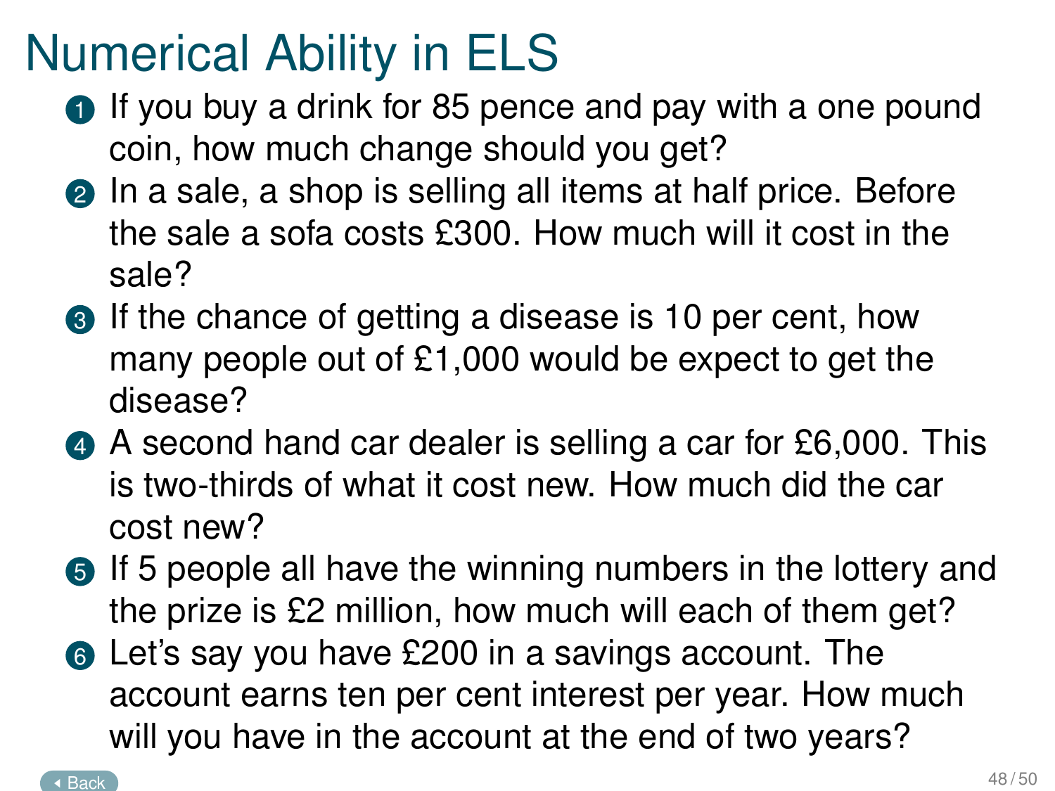# Numerical Ability in ELS

1. If you buy a drink for 85 pence and pay with a one pound coin, how much change should you get?
2. In a sale, a shop is selling all items at half price. Before the sale a sofa costs £300. How much will it cost in the sale?
3. If the chance of getting a disease is 10 per cent, how many people out of £1,000 would be expect to get the disease?
4. A second hand car dealer is selling a car for £6,000. This is two-thirds of what it cost new. How much did the car cost new?
5. If 5 people all have the winning numbers in the lottery and the prize is £2 million, how much will each of them get?
6. Let's say you have £200 in a savings account. The account earns ten per cent interest per year. How much will you have in the account at the end of two years?

Back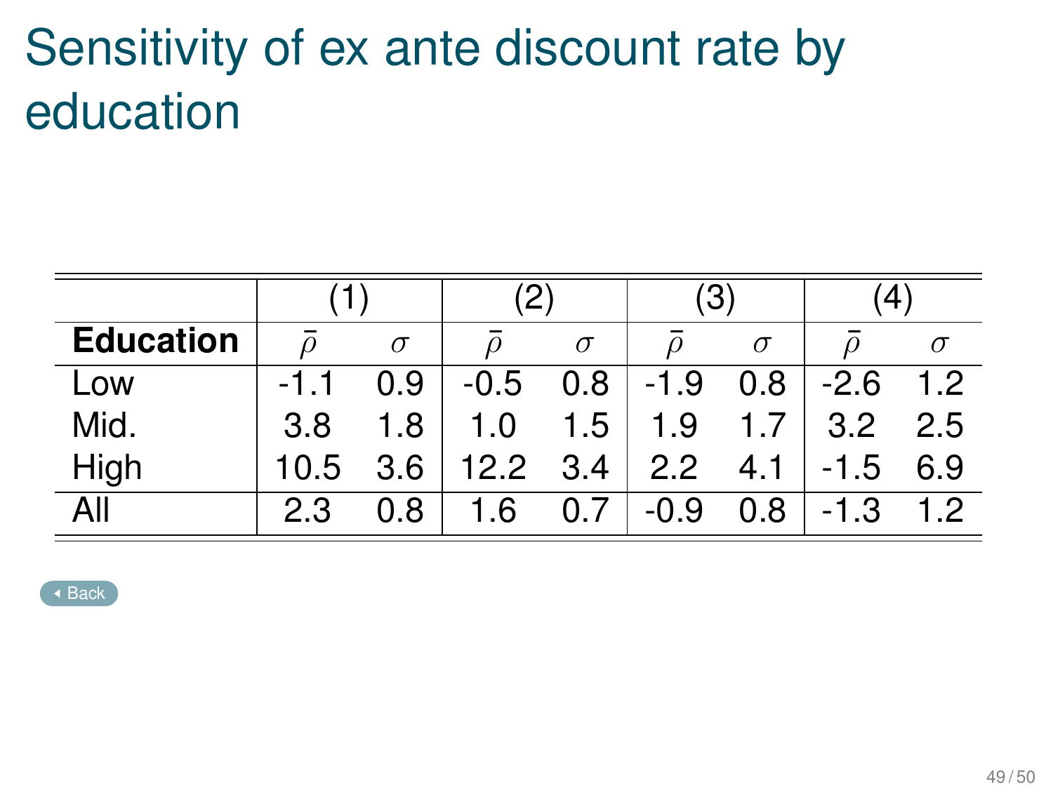# Sensitivity of ex ante discount rate by education

| | (1) | | (2) | | (3) | | (4) | |
|---|---|---|---|---|---|---|---|---|
| **Education** | $\bar{\rho}$ | $\sigma$ | $\bar{\rho}$ | $\sigma$ | $\bar{\rho}$ | $\sigma$ | $\bar{\rho}$ | $\sigma$ |
| Low | -1.1 | 0.9 | -0.5 | 0.8 | -1.9 | 0.8 | -2.6 | 1.2 |
| Mid. | 3.8 | 1.8 | 1.0 | 1.5 | 1.9 | 1.7 | 3.2 | 2.5 |
| High | 10.5 | 3.6 | 12.2 | 3.4 | 2.2 | 4.1 | -1.5 | 6.9 |
| All | 2.3 | 0.8 | 1.6 | 0.7 | -0.9 | 0.8 | -1.3 | 1.2 |

Back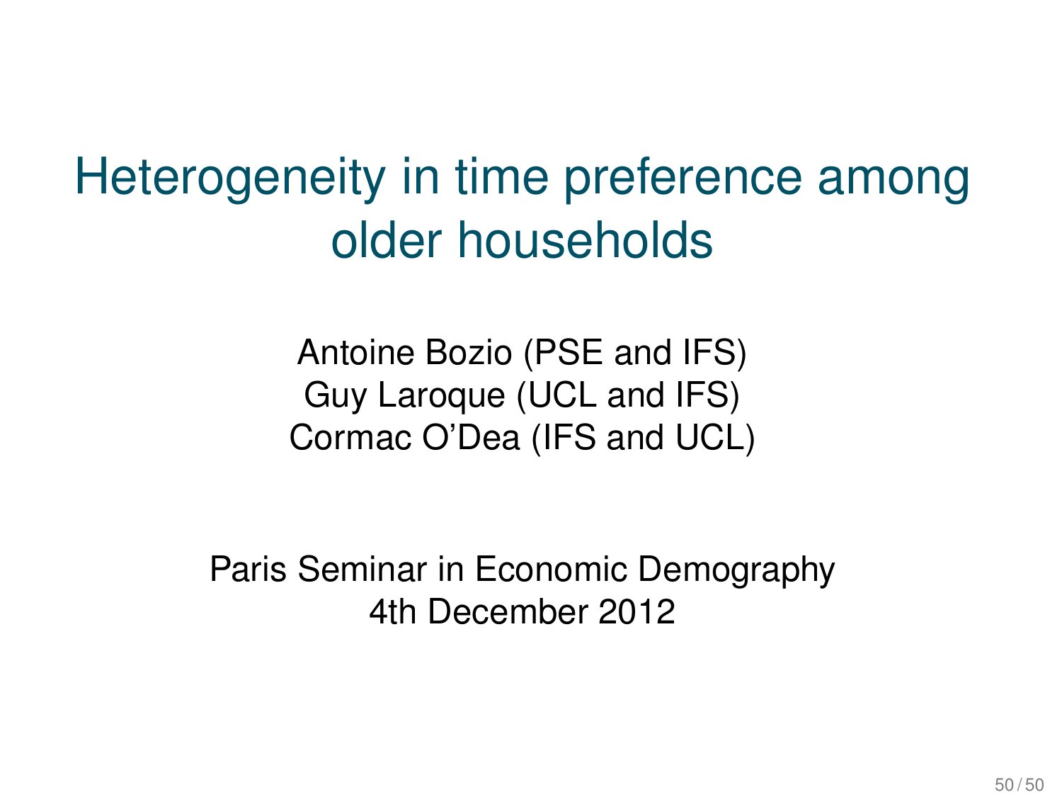# Heterogeneity in time preference among older households

Antoine Bozio (PSE and IFS)
Guy Laroque (UCL and IFS)
Cormac O'Dea (IFS and UCL)

Paris Seminar in Economic Demography
4th December 2012